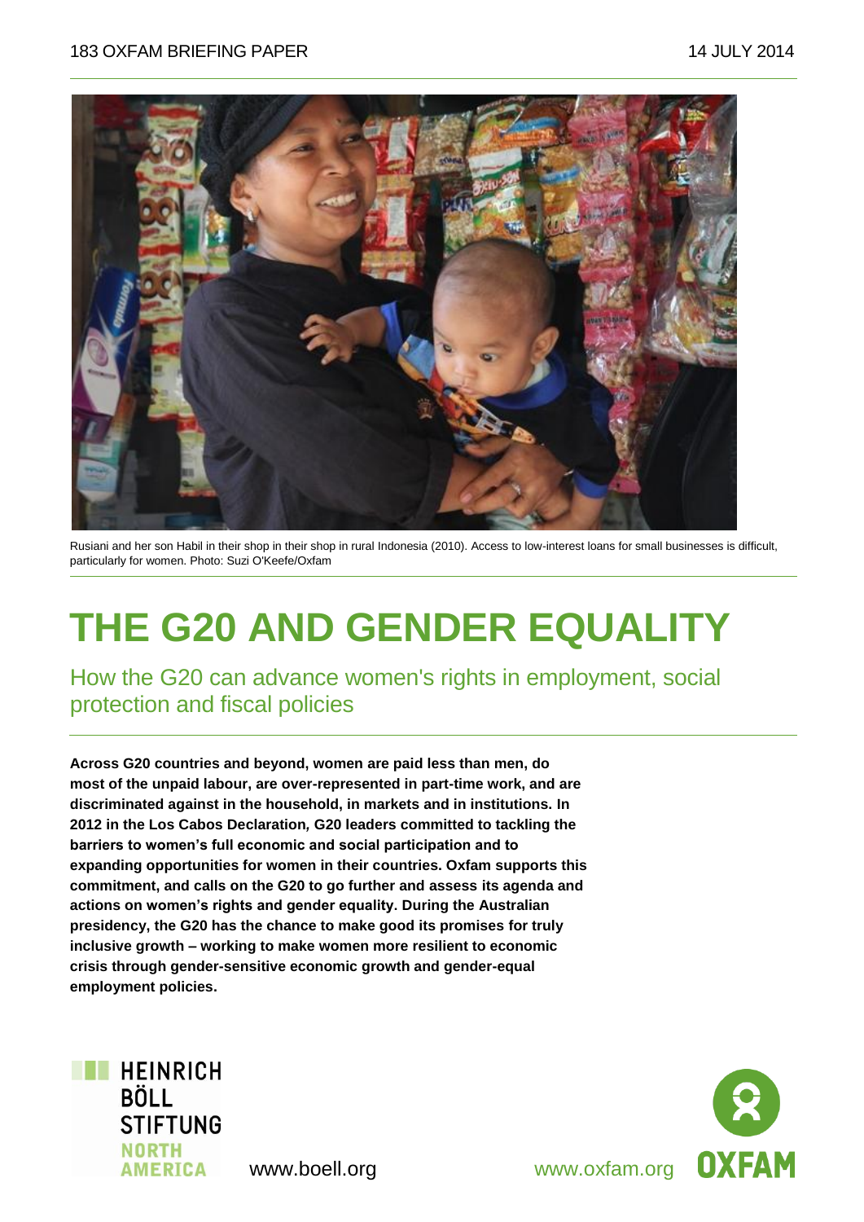183 OXFAM BRIEFING PAPER 14 JULY 2014

Rusiani and her son Habil in their shop in their shop in rural Indonesia (2010). Access to low-interest loans for small businesses is difficult, particularly for women. Photo: Suzi O'Keefe/Oxfam

# THE G20 AND GENDER EQUALITY

## How the G20 can advance women's rights in employment, social protection and fiscal policies

**Across G20 countries and beyond, women are paid less than men, do most of the unpaid labour, are over-represented in part-time work, and are discriminated against in the household, in markets and in institutions. In 2012 in the Los Cabos Declaration, G20 leaders committed to tackling the barriers to women's full economic and social participation and to expanding opportunities for women in their countries. Oxfam supports this commitment, and calls on the G20 to go further and assess its agenda and actions on women's rights and gender equality. During the Australian presidency, the G20 has the chance to make good its promises for truly inclusive growth – working to make women more resilient to economic crisis through gender-sensitive economic growth and gender-equal employment policies.**

HEINRICH BÖLL STIFTUNG NORTH AMERICA

www.boell.org

www.oxfam.org

OXFAM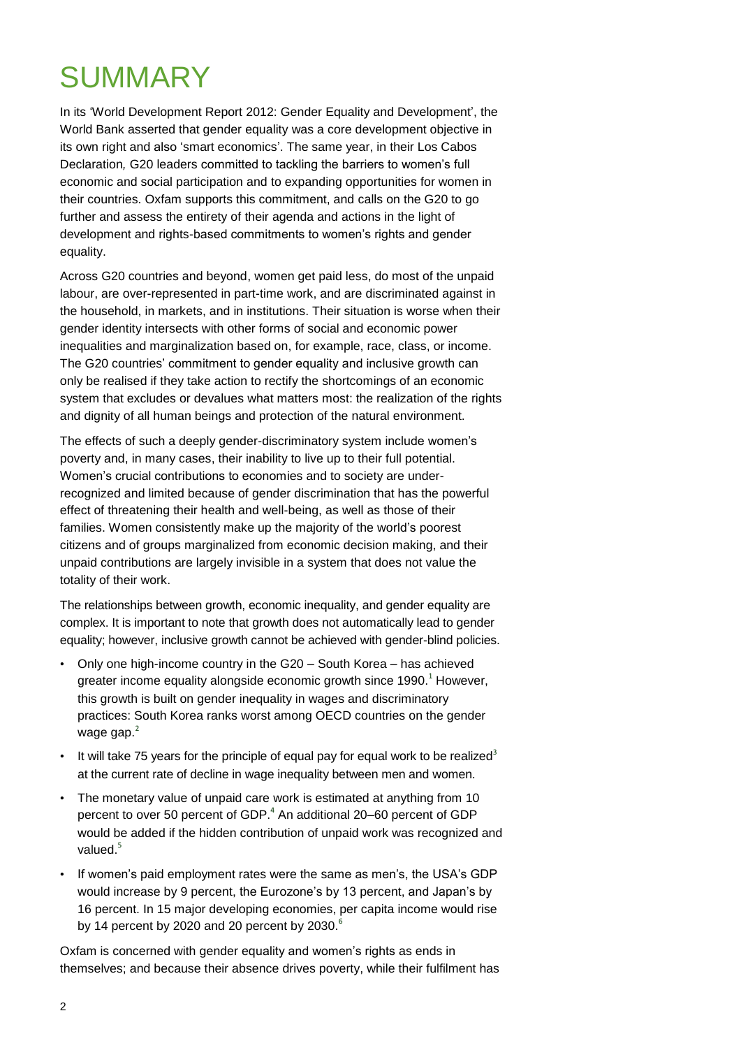# SUMMARY

In its 'World Development Report 2012: Gender Equality and Development', the World Bank asserted that gender equality was a core development objective in its own right and also 'smart economics'. The same year, in their Los Cabos Declaration*,* G20 leaders committed to tackling the barriers to women's full economic and social participation and to expanding opportunities for women in their countries. Oxfam supports this commitment, and calls on the G20 to go further and assess the entirety of their agenda and actions in the light of development and rights-based commitments to women's rights and gender equality.

Across G20 countries and beyond, women get paid less, do most of the unpaid labour, are over-represented in part-time work, and are discriminated against in the household, in markets, and in institutions. Their situation is worse when their gender identity intersects with other forms of social and economic power inequalities and marginalization based on, for example, race, class, or income. The G20 countries' commitment to gender equality and inclusive growth can only be realised if they take action to rectify the shortcomings of an economic system that excludes or devalues what matters most: the realization of the rights and dignity of all human beings and protection of the natural environment.

The effects of such a deeply gender-discriminatory system include women's poverty and, in many cases, their inability to live up to their full potential. Women's crucial contributions to economies and to society are under-recognized and limited because of gender discrimination that has the powerful effect of threatening their health and well-being, as well as those of their families. Women consistently make up the majority of the world's poorest citizens and of groups marginalized from economic decision making, and their unpaid contributions are largely invisible in a system that does not value the totality of their work.

The relationships between growth, economic inequality, and gender equality are complex. It is important to note that growth does not automatically lead to gender equality; however, inclusive growth cannot be achieved with gender-blind policies.

- Only one high-income country in the G20 – South Korea – has achieved greater income equality alongside economic growth since 1990.[1] However, this growth is built on gender inequality in wages and discriminatory practices: South Korea ranks worst among OECD countries on the gender wage gap.[2]
- It will take 75 years for the principle of equal pay for equal work to be realized[3] at the current rate of decline in wage inequality between men and women.
- The monetary value of unpaid care work is estimated at anything from 10 percent to over 50 percent of GDP.[4] An additional 20–60 percent of GDP would be added if the hidden contribution of unpaid work was recognized and valued.[5]
- If women's paid employment rates were the same as men's, the USA's GDP would increase by 9 percent, the Eurozone's by 13 percent, and Japan's by 16 percent. In 15 major developing economies, per capita income would rise by 14 percent by 2020 and 20 percent by 2030.[6]

Oxfam is concerned with gender equality and women's rights as ends in themselves; and because their absence drives poverty, while their fulfilment has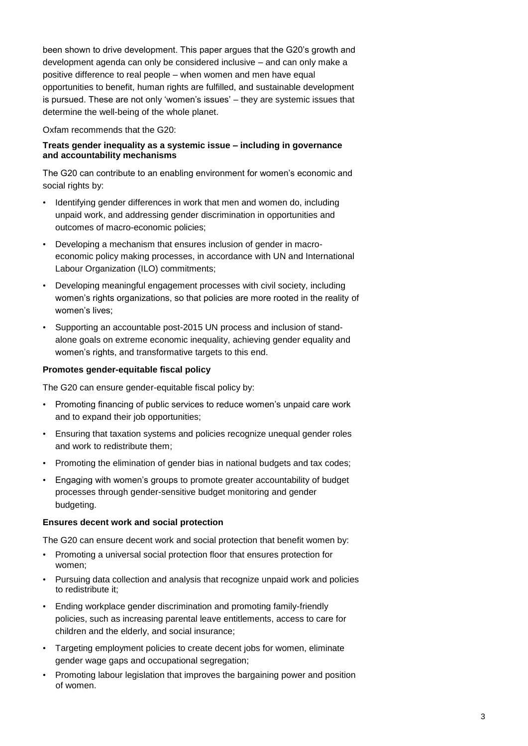been shown to drive development. This paper argues that the G20's growth and development agenda can only be considered inclusive – and can only make a positive difference to real people – when women and men have equal opportunities to benefit, human rights are fulfilled, and sustainable development is pursued. These are not only 'women's issues' – they are systemic issues that determine the well-being of the whole planet.

Oxfam recommends that the G20:

**Treats gender inequality as a systemic issue – including in governance and accountability mechanisms**

The G20 can contribute to an enabling environment for women's economic and social rights by:

- Identifying gender differences in work that men and women do, including unpaid work, and addressing gender discrimination in opportunities and outcomes of macro-economic policies;
- Developing a mechanism that ensures inclusion of gender in macro-economic policy making processes, in accordance with UN and International Labour Organization (ILO) commitments;
- Developing meaningful engagement processes with civil society, including women's rights organizations, so that policies are more rooted in the reality of women's lives;
- Supporting an accountable post-2015 UN process and inclusion of stand-alone goals on extreme economic inequality, achieving gender equality and women's rights, and transformative targets to this end.

**Promotes gender-equitable fiscal policy**

The G20 can ensure gender-equitable fiscal policy by:

- Promoting financing of public services to reduce women's unpaid care work and to expand their job opportunities;
- Ensuring that taxation systems and policies recognize unequal gender roles and work to redistribute them;
- Promoting the elimination of gender bias in national budgets and tax codes;
- Engaging with women's groups to promote greater accountability of budget processes through gender-sensitive budget monitoring and gender budgeting.

**Ensures decent work and social protection**

The G20 can ensure decent work and social protection that benefit women by:

- Promoting a universal social protection floor that ensures protection for women;
- Pursuing data collection and analysis that recognize unpaid work and policies to redistribute it;
- Ending workplace gender discrimination and promoting family-friendly policies, such as increasing parental leave entitlements, access to care for children and the elderly, and social insurance;
- Targeting employment policies to create decent jobs for women, eliminate gender wage gaps and occupational segregation;
- Promoting labour legislation that improves the bargaining power and position of women.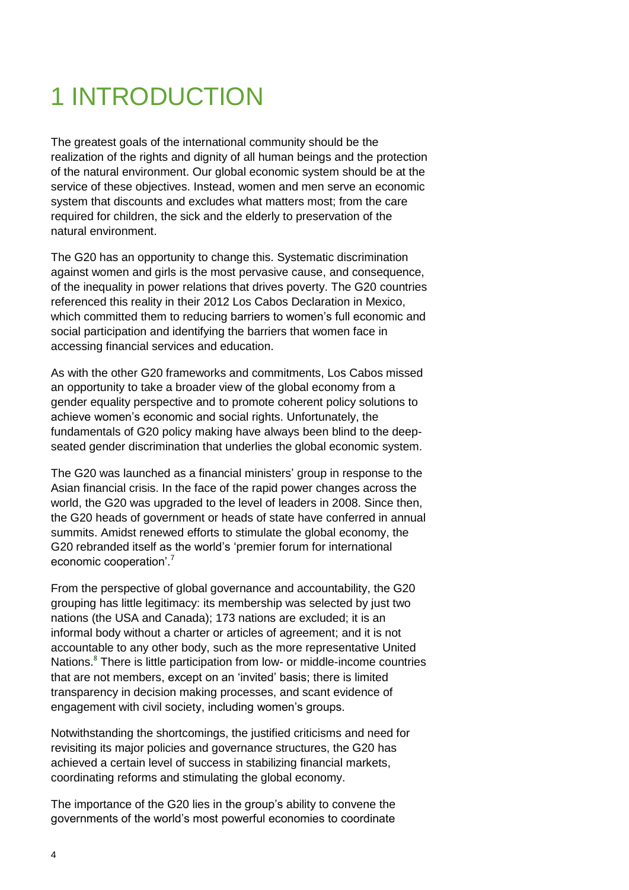# 1 INTRODUCTION

The greatest goals of the international community should be the realization of the rights and dignity of all human beings and the protection of the natural environment. Our global economic system should be at the service of these objectives. Instead, women and men serve an economic system that discounts and excludes what matters most; from the care required for children, the sick and the elderly to preservation of the natural environment.

The G20 has an opportunity to change this. Systematic discrimination against women and girls is the most pervasive cause, and consequence, of the inequality in power relations that drives poverty. The G20 countries referenced this reality in their 2012 Los Cabos Declaration in Mexico, which committed them to reducing barriers to women's full economic and social participation and identifying the barriers that women face in accessing financial services and education.

As with the other G20 frameworks and commitments, Los Cabos missed an opportunity to take a broader view of the global economy from a gender equality perspective and to promote coherent policy solutions to achieve women's economic and social rights. Unfortunately, the fundamentals of G20 policy making have always been blind to the deep-seated gender discrimination that underlies the global economic system.

The G20 was launched as a financial ministers' group in response to the Asian financial crisis. In the face of the rapid power changes across the world, the G20 was upgraded to the level of leaders in 2008. Since then, the G20 heads of government or heads of state have conferred in annual summits. Amidst renewed efforts to stimulate the global economy, the G20 rebranded itself as the world's 'premier forum for international economic cooperation'.[7]

From the perspective of global governance and accountability, the G20 grouping has little legitimacy: its membership was selected by just two nations (the USA and Canada); 173 nations are excluded; it is an informal body without a charter or articles of agreement; and it is not accountable to any other body, such as the more representative United Nations.[8] There is little participation from low- or middle-income countries that are not members, except on an 'invited' basis; there is limited transparency in decision making processes, and scant evidence of engagement with civil society, including women's groups.

Notwithstanding the shortcomings, the justified criticisms and need for revisiting its major policies and governance structures, the G20 has achieved a certain level of success in stabilizing financial markets, coordinating reforms and stimulating the global economy.

The importance of the G20 lies in the group's ability to convene the governments of the world's most powerful economies to coordinate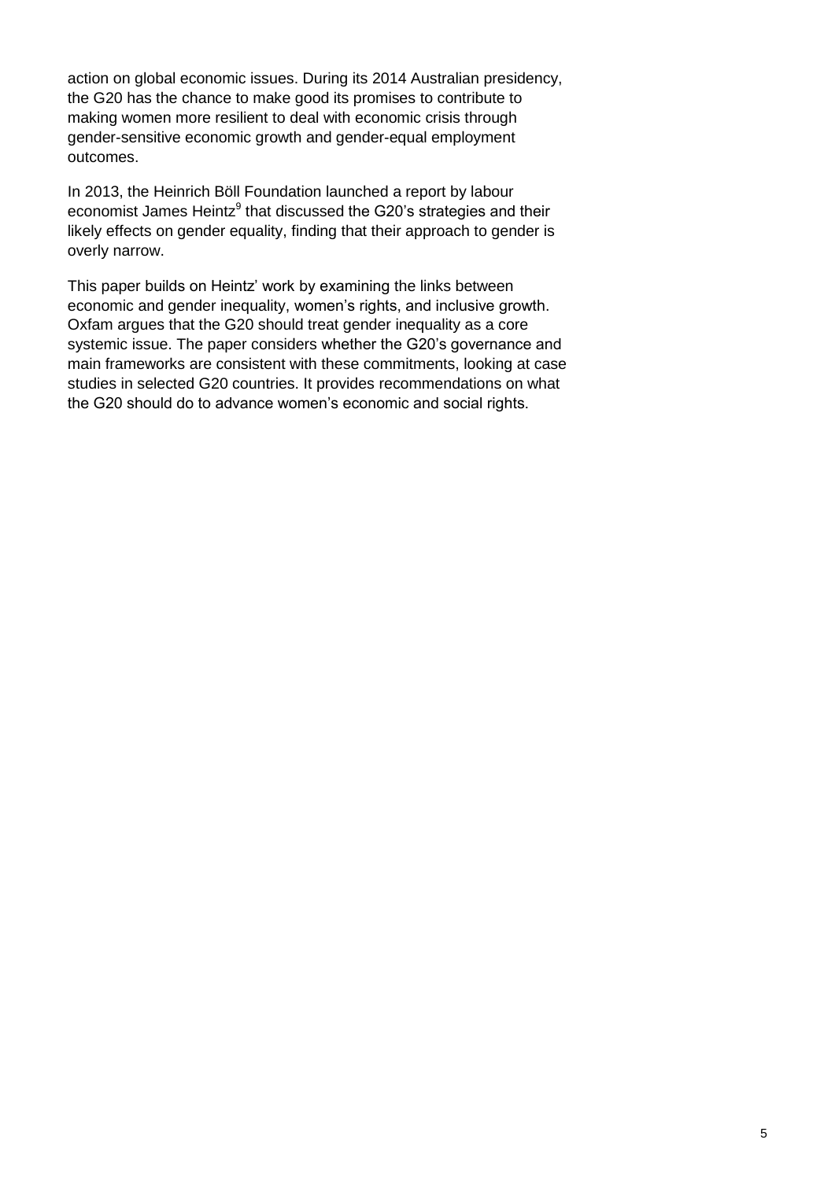action on global economic issues. During its 2014 Australian presidency, the G20 has the chance to make good its promises to contribute to making women more resilient to deal with economic crisis through gender-sensitive economic growth and gender-equal employment outcomes.

In 2013, the Heinrich Böll Foundation launched a report by labour economist James Heintz[9] that discussed the G20's strategies and their likely effects on gender equality, finding that their approach to gender is overly narrow.

This paper builds on Heintz' work by examining the links between economic and gender inequality, women's rights, and inclusive growth. Oxfam argues that the G20 should treat gender inequality as a core systemic issue. The paper considers whether the G20's governance and main frameworks are consistent with these commitments, looking at case studies in selected G20 countries. It provides recommendations on what the G20 should do to advance women's economic and social rights.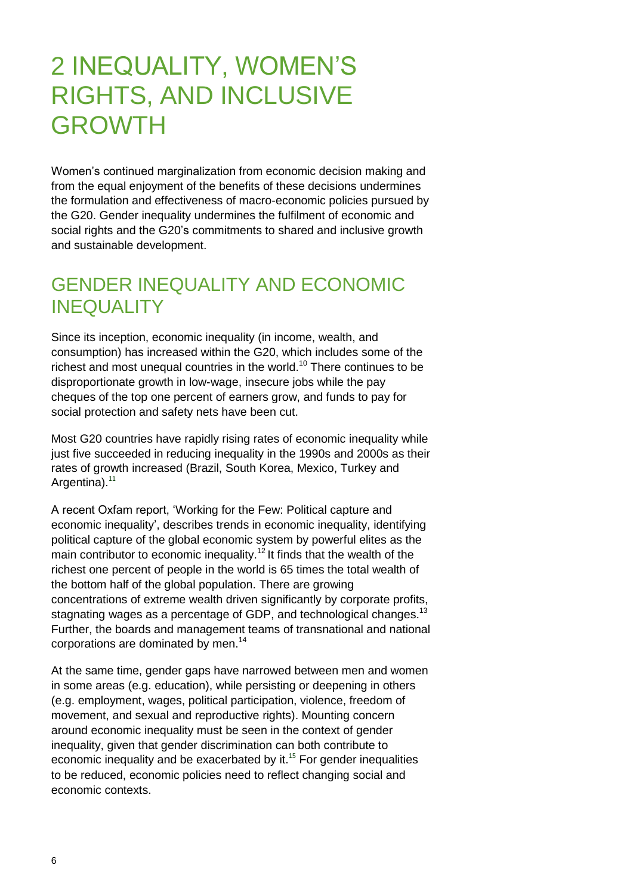# 2 INEQUALITY, WOMEN'S RIGHTS, AND INCLUSIVE GROWTH

Women's continued marginalization from economic decision making and from the equal enjoyment of the benefits of these decisions undermines the formulation and effectiveness of macro-economic policies pursued by the G20. Gender inequality undermines the fulfilment of economic and social rights and the G20's commitments to shared and inclusive growth and sustainable development.

## GENDER INEQUALITY AND ECONOMIC INEQUALITY

Since its inception, economic inequality (in income, wealth, and consumption) has increased within the G20, which includes some of the richest and most unequal countries in the world.[10] There continues to be disproportionate growth in low-wage, insecure jobs while the pay cheques of the top one percent of earners grow, and funds to pay for social protection and safety nets have been cut.

Most G20 countries have rapidly rising rates of economic inequality while just five succeeded in reducing inequality in the 1990s and 2000s as their rates of growth increased (Brazil, South Korea, Mexico, Turkey and Argentina).[11]

A recent Oxfam report, 'Working for the Few: Political capture and economic inequality', describes trends in economic inequality, identifying political capture of the global economic system by powerful elites as the main contributor to economic inequality.[12] It finds that the wealth of the richest one percent of people in the world is 65 times the total wealth of the bottom half of the global population. There are growing concentrations of extreme wealth driven significantly by corporate profits, stagnating wages as a percentage of GDP, and technological changes.[13] Further, the boards and management teams of transnational and national corporations are dominated by men.[14]

At the same time, gender gaps have narrowed between men and women in some areas (e.g. education), while persisting or deepening in others (e.g. employment, wages, political participation, violence, freedom of movement, and sexual and reproductive rights). Mounting concern around economic inequality must be seen in the context of gender inequality, given that gender discrimination can both contribute to economic inequality and be exacerbated by it.[15] For gender inequalities to be reduced, economic policies need to reflect changing social and economic contexts.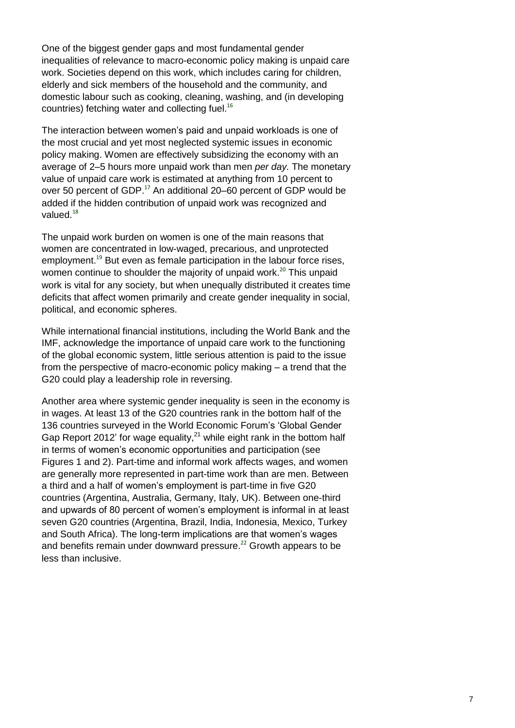One of the biggest gender gaps and most fundamental gender inequalities of relevance to macro-economic policy making is unpaid care work. Societies depend on this work, which includes caring for children, elderly and sick members of the household and the community, and domestic labour such as cooking, cleaning, washing, and (in developing countries) fetching water and collecting fuel.[16]

The interaction between women's paid and unpaid workloads is one of the most crucial and yet most neglected systemic issues in economic policy making. Women are effectively subsidizing the economy with an average of 2–5 hours more unpaid work than men *per day.* The monetary value of unpaid care work is estimated at anything from 10 percent to over 50 percent of GDP.[17] An additional 20–60 percent of GDP would be added if the hidden contribution of unpaid work was recognized and valued.[18]

The unpaid work burden on women is one of the main reasons that women are concentrated in low-waged, precarious, and unprotected employment.[19] But even as female participation in the labour force rises, women continue to shoulder the majority of unpaid work.[20] This unpaid work is vital for any society, but when unequally distributed it creates time deficits that affect women primarily and create gender inequality in social, political, and economic spheres.

While international financial institutions, including the World Bank and the IMF, acknowledge the importance of unpaid care work to the functioning of the global economic system, little serious attention is paid to the issue from the perspective of macro-economic policy making – a trend that the G20 could play a leadership role in reversing.

Another area where systemic gender inequality is seen in the economy is in wages. At least 13 of the G20 countries rank in the bottom half of the 136 countries surveyed in the World Economic Forum's 'Global Gender Gap Report 2012' for wage equality,[21] while eight rank in the bottom half in terms of women's economic opportunities and participation (see Figures 1 and 2). Part-time and informal work affects wages, and women are generally more represented in part-time work than are men. Between a third and a half of women's employment is part-time in five G20 countries (Argentina, Australia, Germany, Italy, UK). Between one-third and upwards of 80 percent of women's employment is informal in at least seven G20 countries (Argentina, Brazil, India, Indonesia, Mexico, Turkey and South Africa). The long-term implications are that women's wages and benefits remain under downward pressure.[22] Growth appears to be less than inclusive.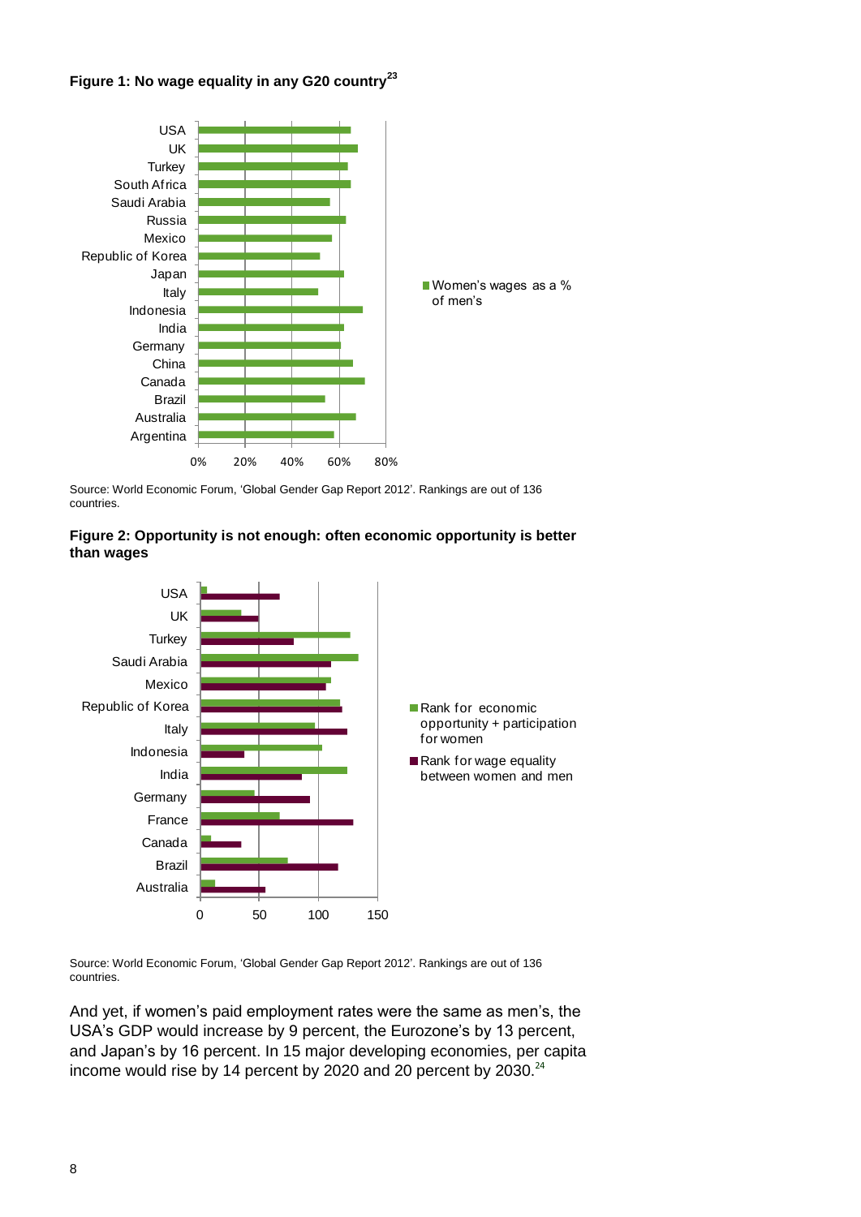**Figure 1: No wage equality in any G20 country**[23]

Source: World Economic Forum, 'Global Gender Gap Report 2012'. Rankings are out of 136 countries.

**Figure 2: Opportunity is not enough: often economic opportunity is better than wages**

Source: World Economic Forum, 'Global Gender Gap Report 2012'. Rankings are out of 136 countries.

And yet, if women's paid employment rates were the same as men's, the USA's GDP would increase by 9 percent, the Eurozone's by 13 percent, and Japan's by 16 percent. In 15 major developing economies, per capita income would rise by 14 percent by 2020 and 20 percent by 2030.[24]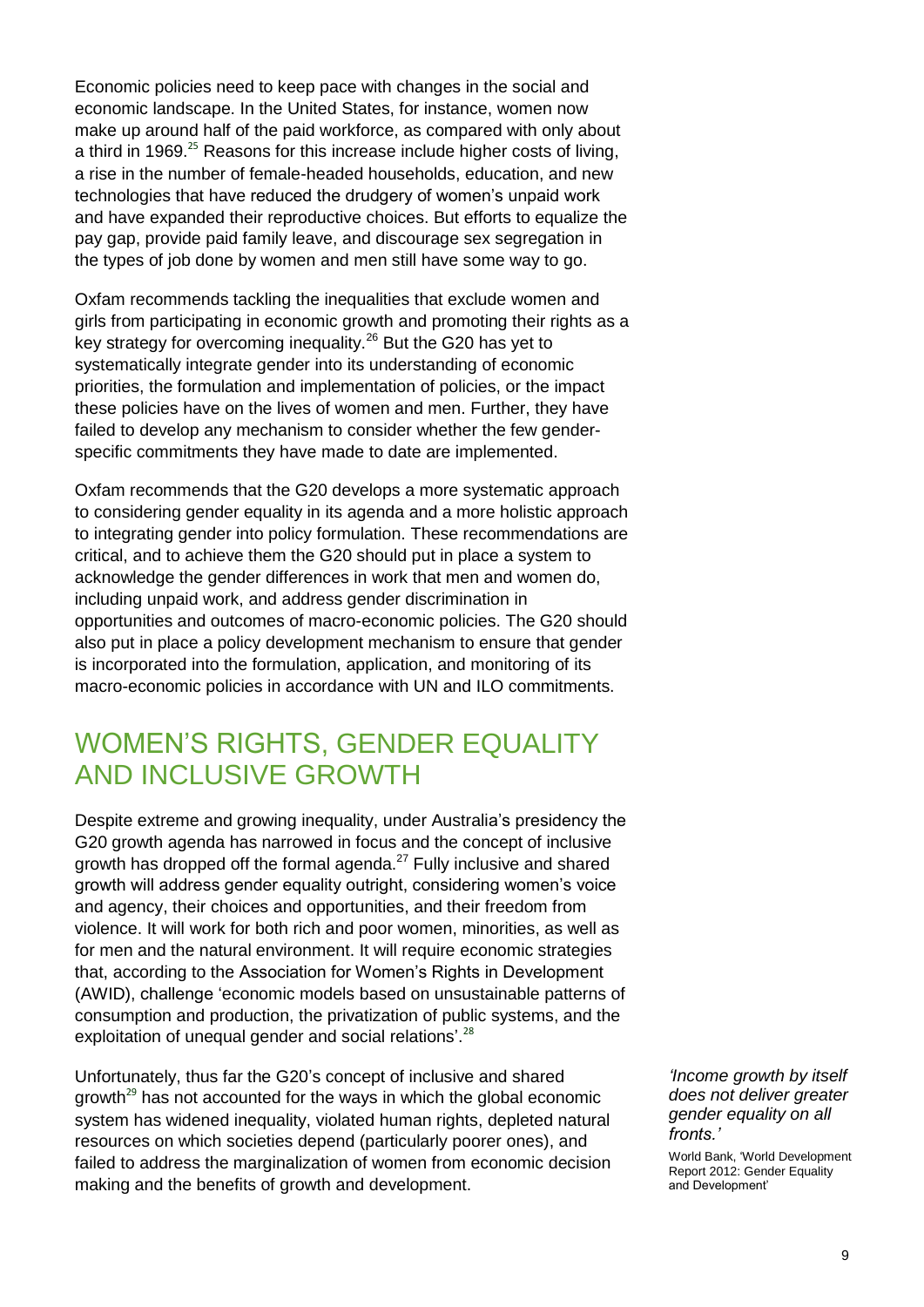Economic policies need to keep pace with changes in the social and economic landscape. In the United States, for instance, women now make up around half of the paid workforce, as compared with only about a third in 1969.[25] Reasons for this increase include higher costs of living, a rise in the number of female-headed households, education, and new technologies that have reduced the drudgery of women's unpaid work and have expanded their reproductive choices. But efforts to equalize the pay gap, provide paid family leave, and discourage sex segregation in the types of job done by women and men still have some way to go.

Oxfam recommends tackling the inequalities that exclude women and girls from participating in economic growth and promoting their rights as a key strategy for overcoming inequality.[26] But the G20 has yet to systematically integrate gender into its understanding of economic priorities, the formulation and implementation of policies, or the impact these policies have on the lives of women and men. Further, they have failed to develop any mechanism to consider whether the few gender-specific commitments they have made to date are implemented.

Oxfam recommends that the G20 develops a more systematic approach to considering gender equality in its agenda and a more holistic approach to integrating gender into policy formulation. These recommendations are critical, and to achieve them the G20 should put in place a system to acknowledge the gender differences in work that men and women do, including unpaid work, and address gender discrimination in opportunities and outcomes of macro-economic policies. The G20 should also put in place a policy development mechanism to ensure that gender is incorporated into the formulation, application, and monitoring of its macro-economic policies in accordance with UN and ILO commitments.

## WOMEN'S RIGHTS, GENDER EQUALITY AND INCLUSIVE GROWTH

Despite extreme and growing inequality, under Australia's presidency the G20 growth agenda has narrowed in focus and the concept of inclusive growth has dropped off the formal agenda.[27] Fully inclusive and shared growth will address gender equality outright, considering women's voice and agency, their choices and opportunities, and their freedom from violence. It will work for both rich and poor women, minorities, as well as for men and the natural environment. It will require economic strategies that, according to the Association for Women's Rights in Development (AWID), challenge 'economic models based on unsustainable patterns of consumption and production, the privatization of public systems, and the exploitation of unequal gender and social relations'.[28]

Unfortunately, thus far the G20's concept of inclusive and shared growth[29] has not accounted for the ways in which the global economic system has widened inequality, violated human rights, depleted natural resources on which societies depend (particularly poorer ones), and failed to address the marginalization of women from economic decision making and the benefits of growth and development.

*'Income growth by itself does not deliver greater gender equality on all fronts.'*

World Bank, 'World Development Report 2012: Gender Equality and Development'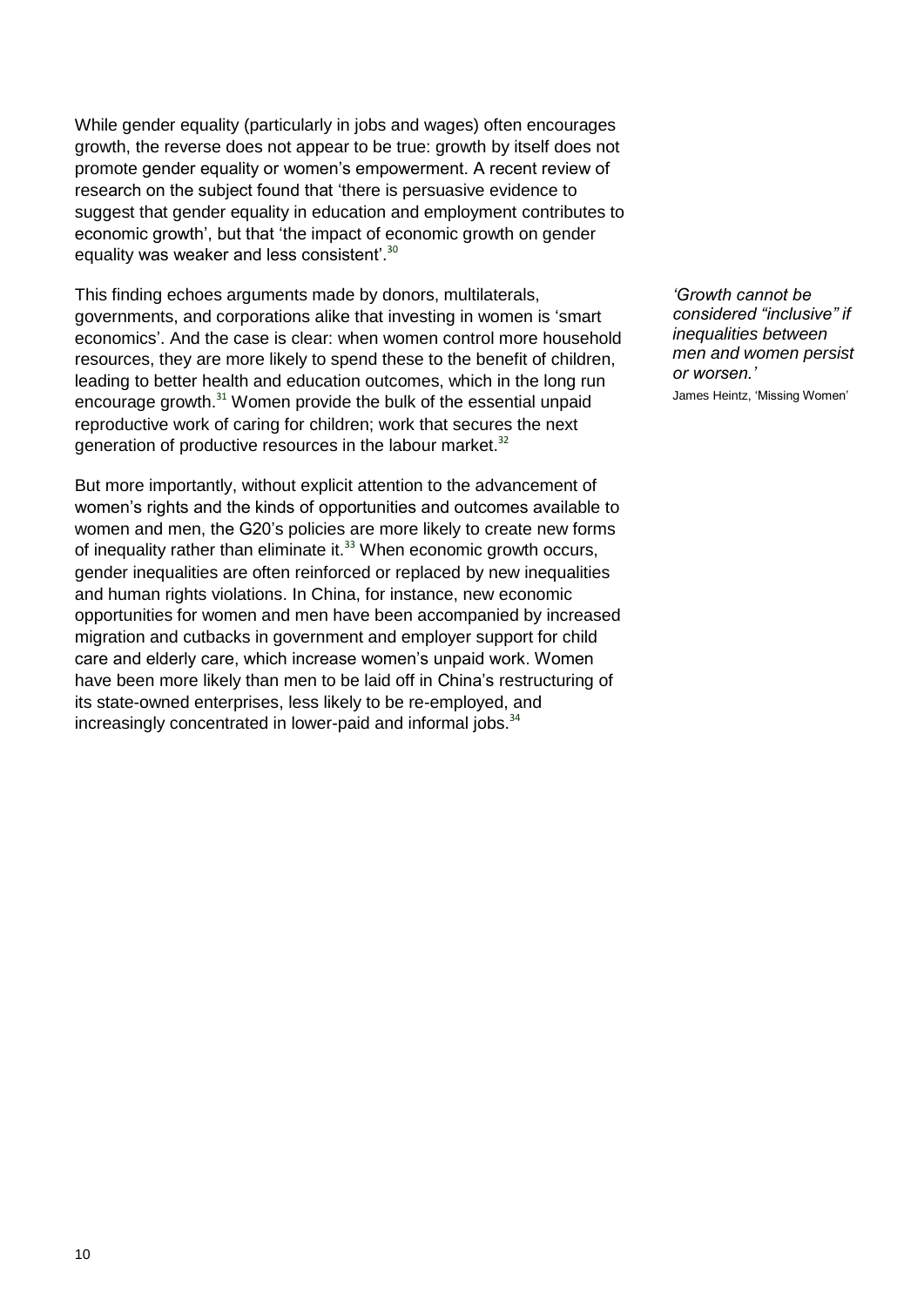While gender equality (particularly in jobs and wages) often encourages growth, the reverse does not appear to be true: growth by itself does not promote gender equality or women's empowerment. A recent review of research on the subject found that 'there is persuasive evidence to suggest that gender equality in education and employment contributes to economic growth', but that 'the impact of economic growth on gender equality was weaker and less consistent'.[30]

This finding echoes arguments made by donors, multilaterals, governments, and corporations alike that investing in women is 'smart economics'. And the case is clear: when women control more household resources, they are more likely to spend these to the benefit of children, leading to better health and education outcomes, which in the long run encourage growth.[31] Women provide the bulk of the essential unpaid reproductive work of caring for children; work that secures the next generation of productive resources in the labour market.[32]

> *'Growth cannot be considered "inclusive" if inequalities between men and women persist or worsen.'*
> James Heintz, 'Missing Women'

But more importantly, without explicit attention to the advancement of women's rights and the kinds of opportunities and outcomes available to women and men, the G20's policies are more likely to create new forms of inequality rather than eliminate it.[33] When economic growth occurs, gender inequalities are often reinforced or replaced by new inequalities and human rights violations. In China, for instance, new economic opportunities for women and men have been accompanied by increased migration and cutbacks in government and employer support for child care and elderly care, which increase women's unpaid work. Women have been more likely than men to be laid off in China's restructuring of its state-owned enterprises, less likely to be re-employed, and increasingly concentrated in lower-paid and informal jobs.[34]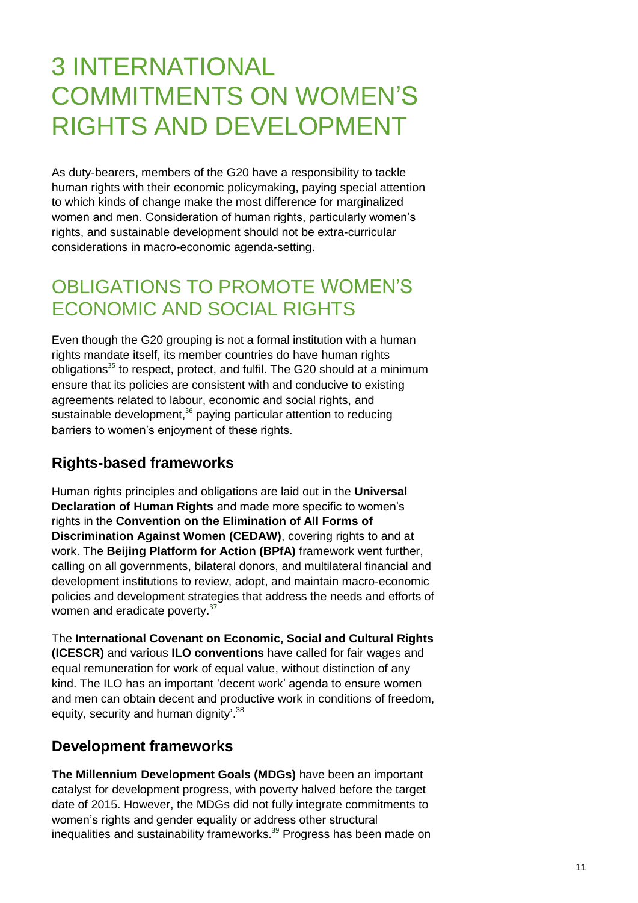# 3 INTERNATIONAL COMMITMENTS ON WOMEN'S RIGHTS AND DEVELOPMENT

As duty-bearers, members of the G20 have a responsibility to tackle human rights with their economic policymaking, paying special attention to which kinds of change make the most difference for marginalized women and men. Consideration of human rights, particularly women's rights, and sustainable development should not be extra-curricular considerations in macro-economic agenda-setting.

## OBLIGATIONS TO PROMOTE WOMEN'S ECONOMIC AND SOCIAL RIGHTS

Even though the G20 grouping is not a formal institution with a human rights mandate itself, its member countries do have human rights obligations[35] to respect, protect, and fulfil. The G20 should at a minimum ensure that its policies are consistent with and conducive to existing agreements related to labour, economic and social rights, and sustainable development,[36] paying particular attention to reducing barriers to women's enjoyment of these rights.

### Rights-based frameworks

Human rights principles and obligations are laid out in the **Universal Declaration of Human Rights** and made more specific to women's rights in the **Convention on the Elimination of All Forms of Discrimination Against Women (CEDAW)**, covering rights to and at work. The **Beijing Platform for Action (BPfA)** framework went further, calling on all governments, bilateral donors, and multilateral financial and development institutions to review, adopt, and maintain macro-economic policies and development strategies that address the needs and efforts of women and eradicate poverty.[37]

The **International Covenant on Economic, Social and Cultural Rights (ICESCR)** and various **ILO conventions** have called for fair wages and equal remuneration for work of equal value, without distinction of any kind. The ILO has an important 'decent work' agenda to ensure women and men can obtain decent and productive work in conditions of freedom, equity, security and human dignity'.[38]

### Development frameworks

**The Millennium Development Goals (MDGs)** have been an important catalyst for development progress, with poverty halved before the target date of 2015. However, the MDGs did not fully integrate commitments to women's rights and gender equality or address other structural inequalities and sustainability frameworks.[39] Progress has been made on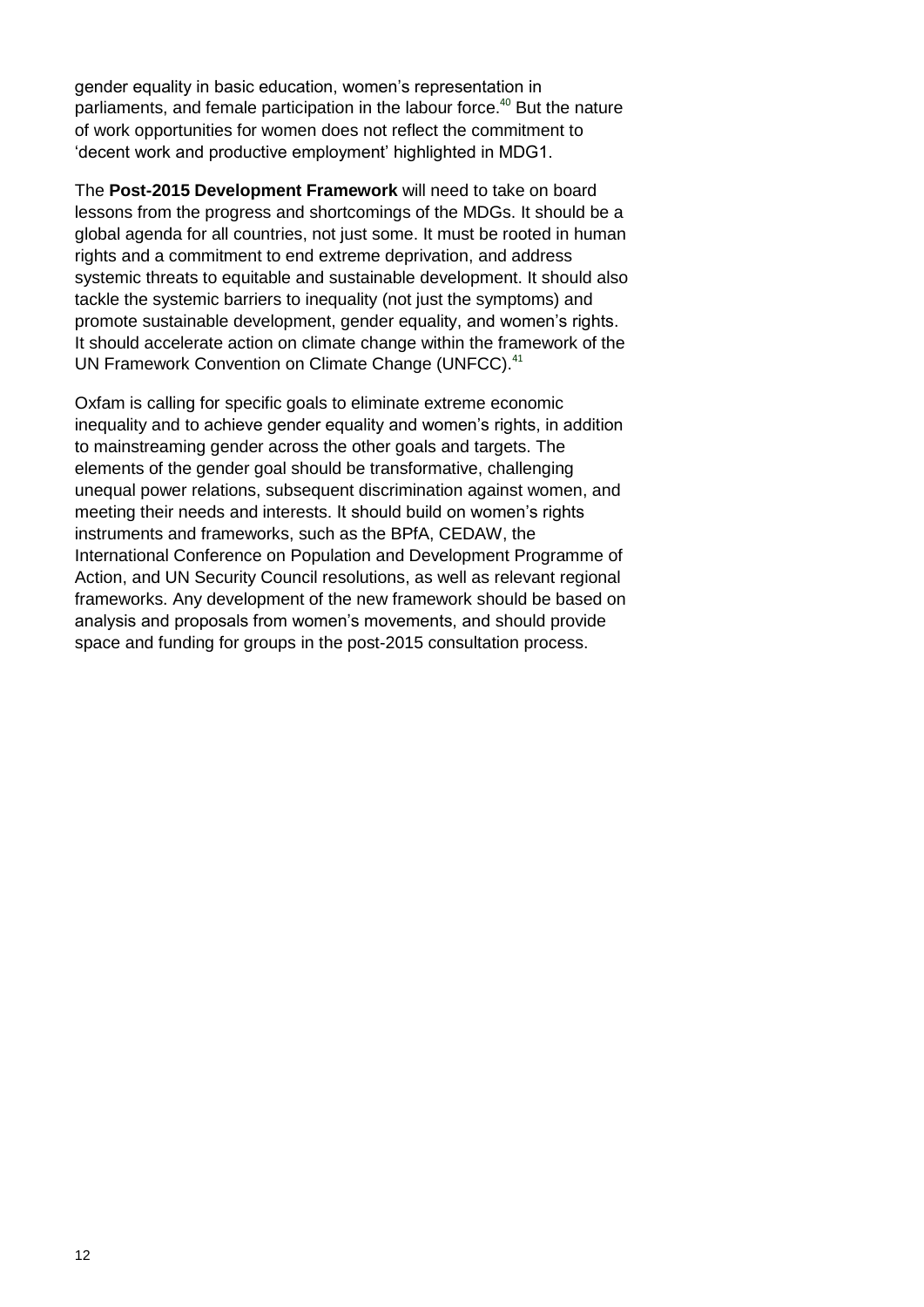gender equality in basic education, women's representation in parliaments, and female participation in the labour force.[40] But the nature of work opportunities for women does not reflect the commitment to 'decent work and productive employment' highlighted in MDG1.

The **Post-2015 Development Framework** will need to take on board lessons from the progress and shortcomings of the MDGs. It should be a global agenda for all countries, not just some. It must be rooted in human rights and a commitment to end extreme deprivation, and address systemic threats to equitable and sustainable development. It should also tackle the systemic barriers to inequality (not just the symptoms) and promote sustainable development, gender equality, and women's rights. It should accelerate action on climate change within the framework of the UN Framework Convention on Climate Change (UNFCC).[41]

Oxfam is calling for specific goals to eliminate extreme economic inequality and to achieve gender equality and women's rights, in addition to mainstreaming gender across the other goals and targets. The elements of the gender goal should be transformative, challenging unequal power relations, subsequent discrimination against women, and meeting their needs and interests. It should build on women's rights instruments and frameworks, such as the BPfA, CEDAW, the International Conference on Population and Development Programme of Action, and UN Security Council resolutions, as well as relevant regional frameworks. Any development of the new framework should be based on analysis and proposals from women's movements, and should provide space and funding for groups in the post-2015 consultation process.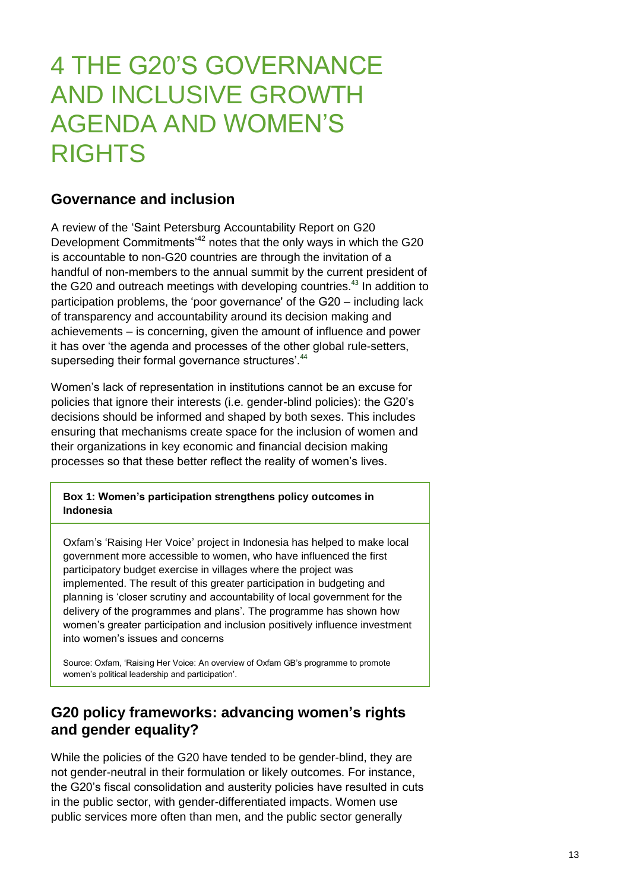# 4 THE G20'S GOVERNANCE AND INCLUSIVE GROWTH AGENDA AND WOMEN'S RIGHTS

## Governance and inclusion

A review of the 'Saint Petersburg Accountability Report on G20 Development Commitments'[42] notes that the only ways in which the G20 is accountable to non-G20 countries are through the invitation of a handful of non-members to the annual summit by the current president of the G20 and outreach meetings with developing countries.[43] In addition to participation problems, the 'poor governance' of the G20 – including lack of transparency and accountability around its decision making and achievements – is concerning, given the amount of influence and power it has over 'the agenda and processes of the other global rule-setters, superseding their formal governance structures'.[44]

Women's lack of representation in institutions cannot be an excuse for policies that ignore their interests (i.e. gender-blind policies): the G20's decisions should be informed and shaped by both sexes. This includes ensuring that mechanisms create space for the inclusion of women and their organizations in key economic and financial decision making processes so that these better reflect the reality of women's lives.

**Box 1: Women's participation strengthens policy outcomes in Indonesia**

Oxfam's 'Raising Her Voice' project in Indonesia has helped to make local government more accessible to women, who have influenced the first participatory budget exercise in villages where the project was implemented. The result of this greater participation in budgeting and planning is 'closer scrutiny and accountability of local government for the delivery of the programmes and plans'. The programme has shown how women's greater participation and inclusion positively influence investment into women's issues and concerns

Source: Oxfam, 'Raising Her Voice: An overview of Oxfam GB's programme to promote women's political leadership and participation'.

## G20 policy frameworks: advancing women's rights and gender equality?

While the policies of the G20 have tended to be gender-blind, they are not gender-neutral in their formulation or likely outcomes. For instance, the G20's fiscal consolidation and austerity policies have resulted in cuts in the public sector, with gender-differentiated impacts. Women use public services more often than men, and the public sector generally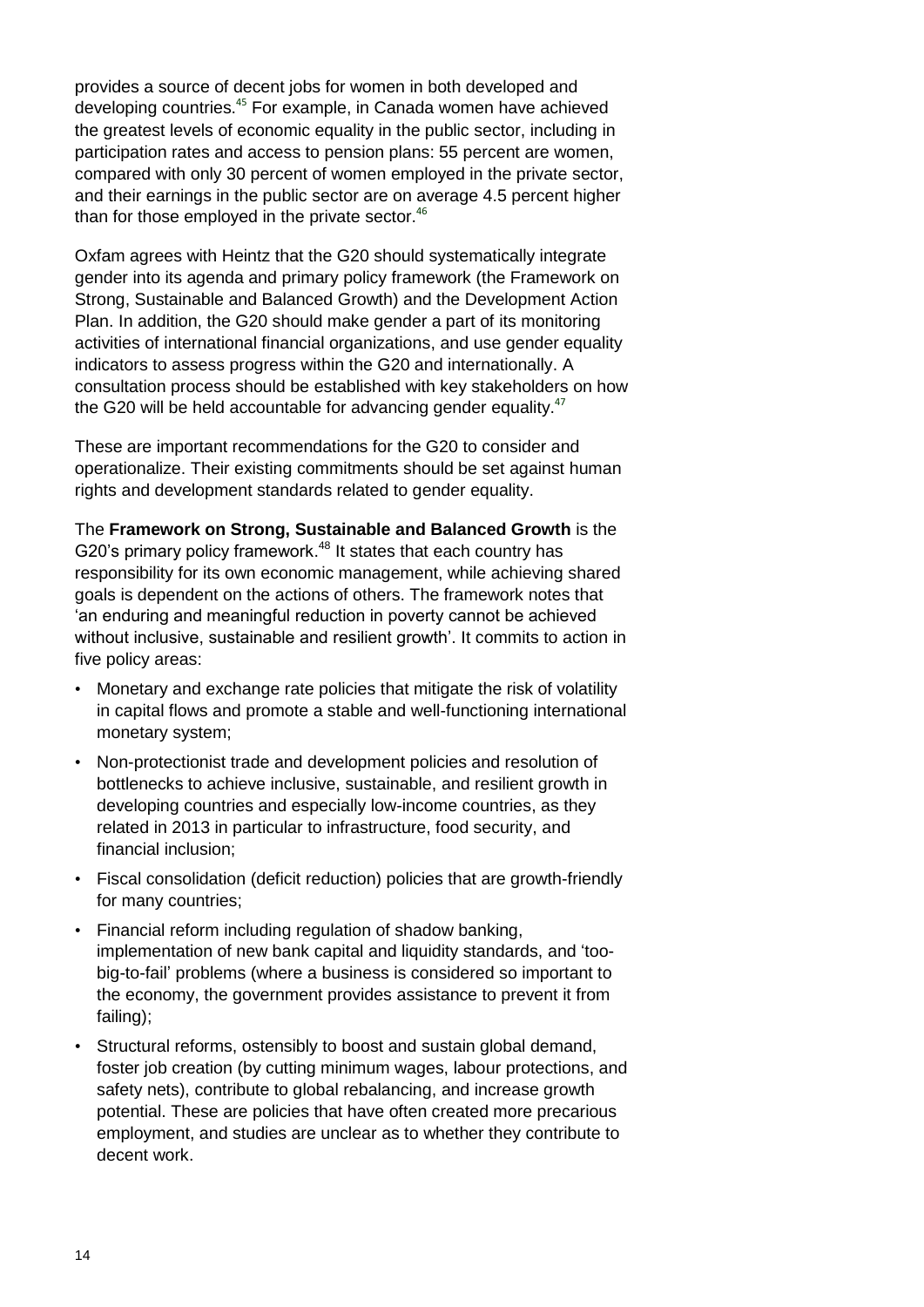provides a source of decent jobs for women in both developed and developing countries.[45] For example, in Canada women have achieved the greatest levels of economic equality in the public sector, including in participation rates and access to pension plans: 55 percent are women, compared with only 30 percent of women employed in the private sector, and their earnings in the public sector are on average 4.5 percent higher than for those employed in the private sector.[46]

Oxfam agrees with Heintz that the G20 should systematically integrate gender into its agenda and primary policy framework (the Framework on Strong, Sustainable and Balanced Growth) and the Development Action Plan. In addition, the G20 should make gender a part of its monitoring activities of international financial organizations, and use gender equality indicators to assess progress within the G20 and internationally. A consultation process should be established with key stakeholders on how the G20 will be held accountable for advancing gender equality.[47]

These are important recommendations for the G20 to consider and operationalize. Their existing commitments should be set against human rights and development standards related to gender equality.

The **Framework on Strong, Sustainable and Balanced Growth** is the G20's primary policy framework.[48] It states that each country has responsibility for its own economic management, while achieving shared goals is dependent on the actions of others. The framework notes that 'an enduring and meaningful reduction in poverty cannot be achieved without inclusive, sustainable and resilient growth'. It commits to action in five policy areas:

- Monetary and exchange rate policies that mitigate the risk of volatility in capital flows and promote a stable and well-functioning international monetary system;
- Non-protectionist trade and development policies and resolution of bottlenecks to achieve inclusive, sustainable, and resilient growth in developing countries and especially low-income countries, as they related in 2013 in particular to infrastructure, food security, and financial inclusion;
- Fiscal consolidation (deficit reduction) policies that are growth-friendly for many countries;
- Financial reform including regulation of shadow banking, implementation of new bank capital and liquidity standards, and 'too-big-to-fail' problems (where a business is considered so important to the economy, the government provides assistance to prevent it from failing);
- Structural reforms, ostensibly to boost and sustain global demand, foster job creation (by cutting minimum wages, labour protections, and safety nets), contribute to global rebalancing, and increase growth potential. These are policies that have often created more precarious employment, and studies are unclear as to whether they contribute to decent work.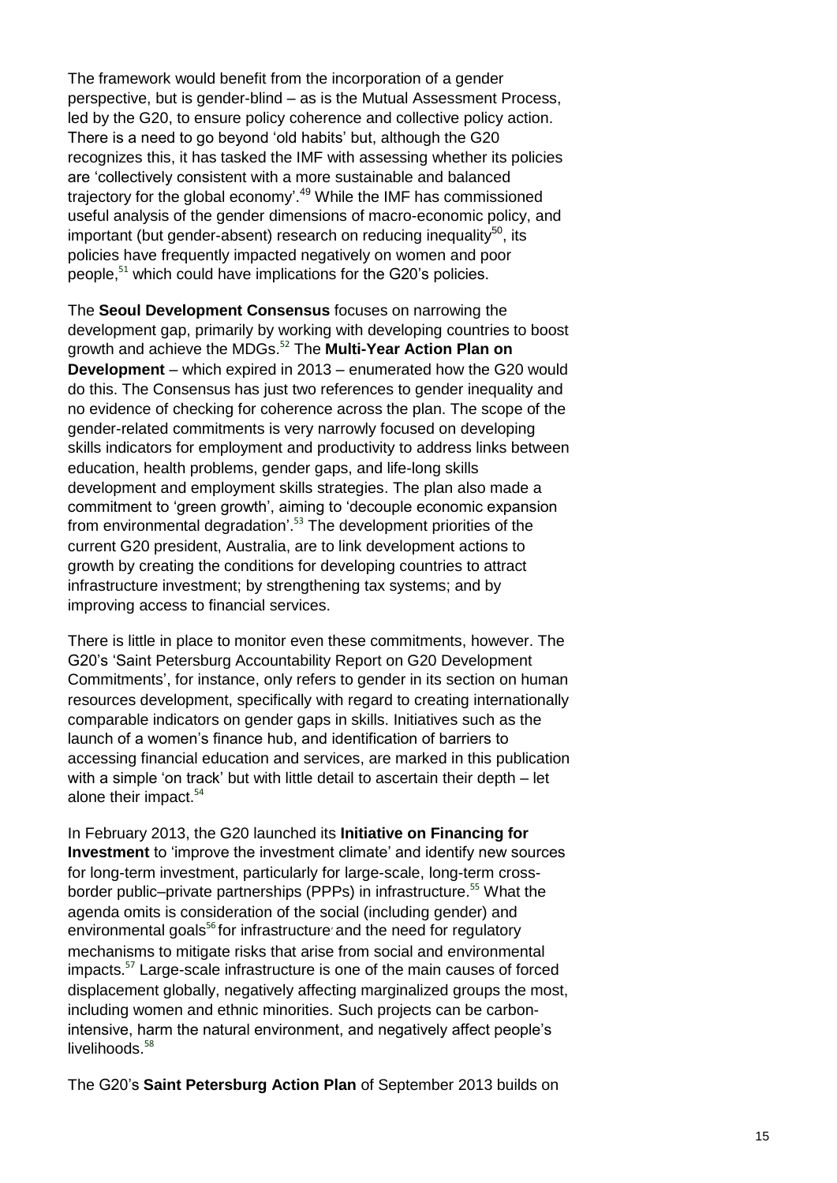The framework would benefit from the incorporation of a gender perspective, but is gender-blind – as is the Mutual Assessment Process, led by the G20, to ensure policy coherence and collective policy action. There is a need to go beyond 'old habits' but, although the G20 recognizes this, it has tasked the IMF with assessing whether its policies are 'collectively consistent with a more sustainable and balanced trajectory for the global economy'.[49] While the IMF has commissioned useful analysis of the gender dimensions of macro-economic policy, and important (but gender-absent) research on reducing inequality[50], its policies have frequently impacted negatively on women and poor people,[51] which could have implications for the G20's policies.

The **Seoul Development Consensus** focuses on narrowing the development gap, primarily by working with developing countries to boost growth and achieve the MDGs.[52] The **Multi-Year Action Plan on Development** – which expired in 2013 – enumerated how the G20 would do this. The Consensus has just two references to gender inequality and no evidence of checking for coherence across the plan. The scope of the gender-related commitments is very narrowly focused on developing skills indicators for employment and productivity to address links between education, health problems, gender gaps, and life-long skills development and employment skills strategies. The plan also made a commitment to 'green growth', aiming to 'decouple economic expansion from environmental degradation'.[53] The development priorities of the current G20 president, Australia, are to link development actions to growth by creating the conditions for developing countries to attract infrastructure investment; by strengthening tax systems; and by improving access to financial services.

There is little in place to monitor even these commitments, however. The G20's 'Saint Petersburg Accountability Report on G20 Development Commitments', for instance, only refers to gender in its section on human resources development, specifically with regard to creating internationally comparable indicators on gender gaps in skills. Initiatives such as the launch of a women's finance hub, and identification of barriers to accessing financial education and services, are marked in this publication with a simple 'on track' but with little detail to ascertain their depth – let alone their impact.[54]

In February 2013, the G20 launched its **Initiative on Financing for Investment** to 'improve the investment climate' and identify new sources for long-term investment, particularly for large-scale, long-term cross-border public–private partnerships (PPPs) in infrastructure.[55] What the agenda omits is consideration of the social (including gender) and environmental goals[56] for infrastructure and the need for regulatory mechanisms to mitigate risks that arise from social and environmental impacts.[57] Large-scale infrastructure is one of the main causes of forced displacement globally, negatively affecting marginalized groups the most, including women and ethnic minorities. Such projects can be carbon-intensive, harm the natural environment, and negatively affect people's livelihoods.[58]

The G20's **Saint Petersburg Action Plan** of September 2013 builds on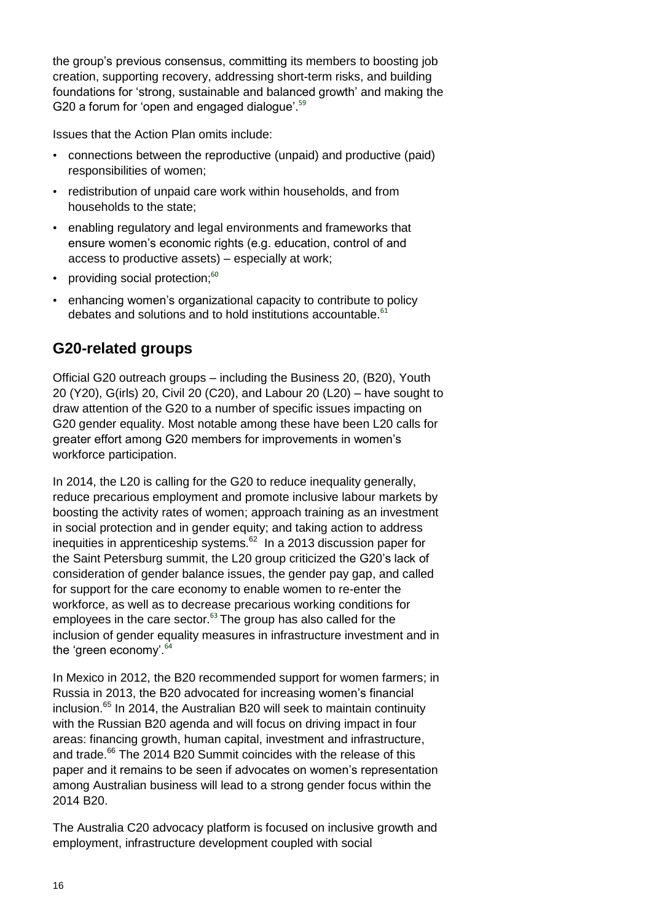the group's previous consensus, committing its members to boosting job creation, supporting recovery, addressing short-term risks, and building foundations for 'strong, sustainable and balanced growth' and making the G20 a forum for 'open and engaged dialogue'.[59]

Issues that the Action Plan omits include:

- connections between the reproductive (unpaid) and productive (paid) responsibilities of women;
- redistribution of unpaid care work within households, and from households to the state;
- enabling regulatory and legal environments and frameworks that ensure women's economic rights (e.g. education, control of and access to productive assets) – especially at work;
- providing social protection;[60]
- enhancing women's organizational capacity to contribute to policy debates and solutions and to hold institutions accountable.[61]

## G20-related groups

Official G20 outreach groups – including the Business 20, (B20), Youth 20 (Y20), G(irls) 20, Civil 20 (C20), and Labour 20 (L20) – have sought to draw attention of the G20 to a number of specific issues impacting on G20 gender equality. Most notable among these have been L20 calls for greater effort among G20 members for improvements in women's workforce participation.

In 2014, the L20 is calling for the G20 to reduce inequality generally, reduce precarious employment and promote inclusive labour markets by boosting the activity rates of women; approach training as an investment in social protection and in gender equity; and taking action to address inequities in apprenticeship systems.[62] In a 2013 discussion paper for the Saint Petersburg summit, the L20 group criticized the G20's lack of consideration of gender balance issues, the gender pay gap, and called for support for the care economy to enable women to re-enter the workforce, as well as to decrease precarious working conditions for employees in the care sector.[63] The group has also called for the inclusion of gender equality measures in infrastructure investment and in the 'green economy'.[64]

In Mexico in 2012, the B20 recommended support for women farmers; in Russia in 2013, the B20 advocated for increasing women's financial inclusion.[65] In 2014, the Australian B20 will seek to maintain continuity with the Russian B20 agenda and will focus on driving impact in four areas: financing growth, human capital, investment and infrastructure, and trade.[66] The 2014 B20 Summit coincides with the release of this paper and it remains to be seen if advocates on women's representation among Australian business will lead to a strong gender focus within the 2014 B20.

The Australia C20 advocacy platform is focused on inclusive growth and employment, infrastructure development coupled with social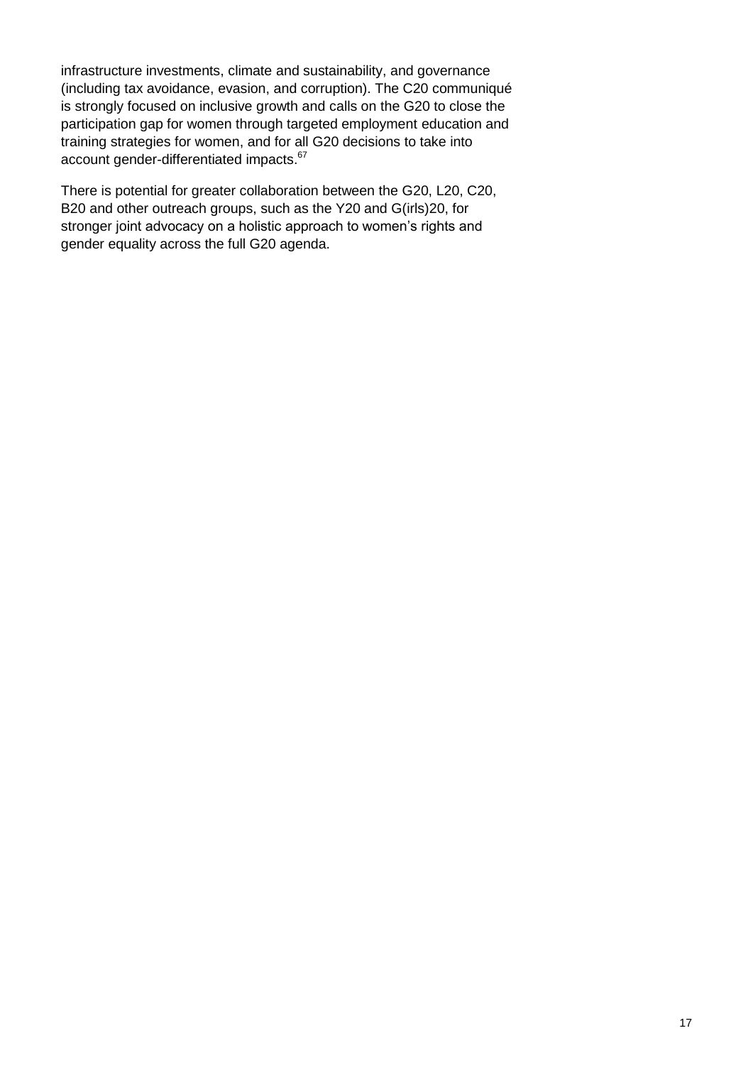infrastructure investments, climate and sustainability, and governance (including tax avoidance, evasion, and corruption). The C20 communiqué is strongly focused on inclusive growth and calls on the G20 to close the participation gap for women through targeted employment education and training strategies for women, and for all G20 decisions to take into account gender-differentiated impacts.[67]

There is potential for greater collaboration between the G20, L20, C20, B20 and other outreach groups, such as the Y20 and G(irls)20, for stronger joint advocacy on a holistic approach to women's rights and gender equality across the full G20 agenda.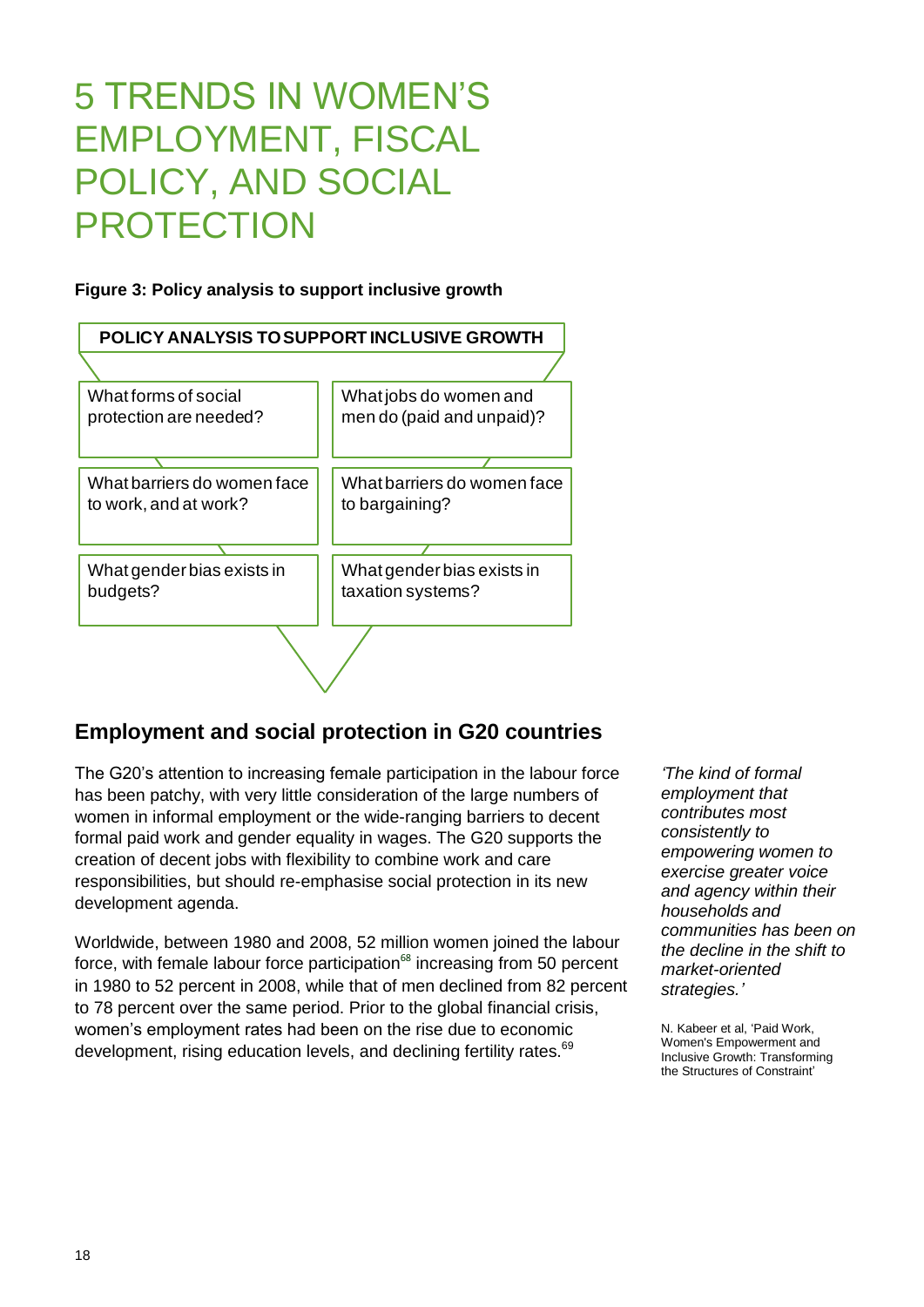// Source-faithful transcription of page 18 of 36 (document id 9810304552b3); the figure is rendered as structured text because no image was detected.
# 5 TRENDS IN WOMEN'S EMPLOYMENT, FISCAL POLICY, AND SOCIAL PROTECTION

**Figure 3: Policy analysis to support inclusive growth**

**POLICY ANALYSIS TO SUPPORT INCLUSIVE GROWTH**

| | |
|---|---|
| What forms of social protection are needed? | What jobs do women and men do (paid and unpaid)? |
| What barriers do women face to work, and at work? | What barriers do women face to bargaining? |
| What gender bias exists in budgets? | What gender bias exists in taxation systems? |

## Employment and social protection in G20 countries

The G20's attention to increasing female participation in the labour force has been patchy, with very little consideration of the large numbers of women in informal employment or the wide-ranging barriers to decent formal paid work and gender equality in wages. The G20 supports the creation of decent jobs with flexibility to combine work and care responsibilities, but should re-emphasise social protection in its new development agenda.

Worldwide, between 1980 and 2008, 52 million women joined the labour force, with female labour force participation[68] increasing from 50 percent in 1980 to 52 percent in 2008, while that of men declined from 82 percent to 78 percent over the same period. Prior to the global financial crisis, women's employment rates had been on the rise due to economic development, rising education levels, and declining fertility rates.[69]

*'The kind of formal employment that contributes most consistently to empowering women to exercise greater voice and agency within their households and communities has been on the decline in the shift to market-oriented strategies.'*

N. Kabeer et al, 'Paid Work, Women's Empowerment and Inclusive Growth: Transforming the Structures of Constraint'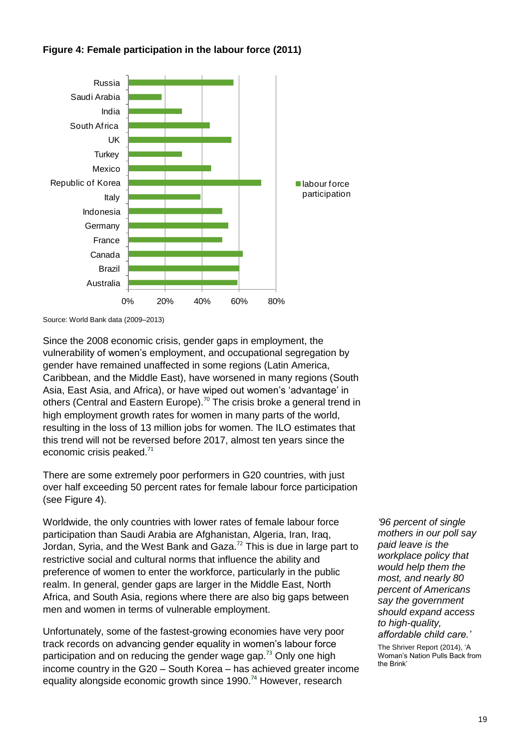**Figure 4: Female participation in the labour force (2011)**

| Country | labour force participation |
|---|---|
| Russia | ~57% |
| Saudi Arabia | ~18% |
| India | ~29% |
| South Africa | ~44% |
| UK | ~56% |
| Turkey | ~29% |
| Mexico | ~45% |
| Republic of Korea | ~72% |
| Italy | ~39% |
| Indonesia | ~51% |
| Germany | ~54% |
| France | ~51% |
| Canada | ~62% |
| Brazil | ~60% |
| Australia | ~59% |

Source: World Bank data (2009–2013)

Since the 2008 economic crisis, gender gaps in employment, the vulnerability of women's employment, and occupational segregation by gender have remained unaffected in some regions (Latin America, Caribbean, and the Middle East), have worsened in many regions (South Asia, East Asia, and Africa), or have wiped out women's 'advantage' in others (Central and Eastern Europe).[70] The crisis broke a general trend in high employment growth rates for women in many parts of the world, resulting in the loss of 13 million jobs for women. The ILO estimates that this trend will not be reversed before 2017, almost ten years since the economic crisis peaked.[71]

There are some extremely poor performers in G20 countries, with just over half exceeding 50 percent rates for female labour force participation (see Figure 4).

Worldwide, the only countries with lower rates of female labour force participation than Saudi Arabia are Afghanistan, Algeria, Iran, Iraq, Jordan, Syria, and the West Bank and Gaza.[72] This is due in large part to restrictive social and cultural norms that influence the ability and preference of women to enter the workforce, particularly in the public realm. In general, gender gaps are larger in the Middle East, North Africa, and South Asia, regions where there are also big gaps between men and women in terms of vulnerable employment.

Unfortunately, some of the fastest-growing economies have very poor track records on advancing gender equality in women's labour force participation and on reducing the gender wage gap.[73] Only one high income country in the G20 – South Korea – has achieved greater income equality alongside economic growth since 1990.[74] However, research

*'96 percent of single mothers in our poll say paid leave is the workplace policy that would help them the most, and nearly 80 percent of Americans say the government should expand access to high-quality, affordable child care.'*

The Shriver Report (2014), 'A Woman's Nation Pulls Back from the Brink'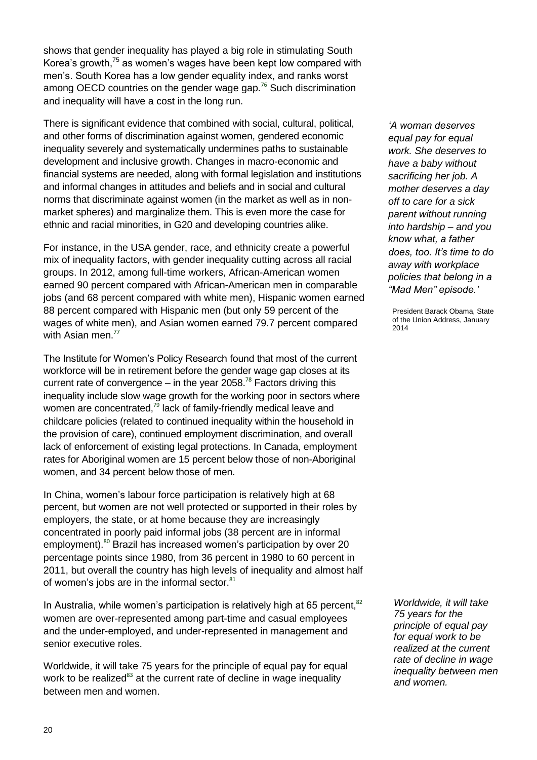shows that gender inequality has played a big role in stimulating South Korea's growth,[75] as women's wages have been kept low compared with men's. South Korea has a low gender equality index, and ranks worst among OECD countries on the gender wage gap.[76] Such discrimination and inequality will have a cost in the long run.

There is significant evidence that combined with social, cultural, political, and other forms of discrimination against women, gendered economic inequality severely and systematically undermines paths to sustainable development and inclusive growth. Changes in macro-economic and financial systems are needed, along with formal legislation and institutions and informal changes in attitudes and beliefs and in social and cultural norms that discriminate against women (in the market as well as in non-market spheres) and marginalize them. This is even more the case for ethnic and racial minorities, in G20 and developing countries alike.

*'A woman deserves equal pay for equal work. She deserves to have a baby without sacrificing her job. A mother deserves a day off to care for a sick parent without running into hardship – and you know what, a father does, too. It's time to do away with workplace policies that belong in a "Mad Men" episode.'*

President Barack Obama, State of the Union Address, January 2014

For instance, in the USA gender, race, and ethnicity create a powerful mix of inequality factors, with gender inequality cutting across all racial groups. In 2012, among full-time workers, African-American women earned 90 percent compared with African-American men in comparable jobs (and 68 percent compared with white men), Hispanic women earned 88 percent compared with Hispanic men (but only 59 percent of the wages of white men), and Asian women earned 79.7 percent compared with Asian men.[77]

The Institute for Women's Policy Research found that most of the current workforce will be in retirement before the gender wage gap closes at its current rate of convergence – in the year 2058.[78] Factors driving this inequality include slow wage growth for the working poor in sectors where women are concentrated,[79] lack of family-friendly medical leave and childcare policies (related to continued inequality within the household in the provision of care), continued employment discrimination, and overall lack of enforcement of existing legal protections. In Canada, employment rates for Aboriginal women are 15 percent below those of non-Aboriginal women, and 34 percent below those of men.

In China, women's labour force participation is relatively high at 68 percent, but women are not well protected or supported in their roles by employers, the state, or at home because they are increasingly concentrated in poorly paid informal jobs (38 percent are in informal employment).[80] Brazil has increased women's participation by over 20 percentage points since 1980, from 36 percent in 1980 to 60 percent in 2011, but overall the country has high levels of inequality and almost half of women's jobs are in the informal sector.[81]

In Australia, while women's participation is relatively high at 65 percent,[82] women are over-represented among part-time and casual employees and the under-employed, and under-represented in management and senior executive roles.

Worldwide, it will take 75 years for the principle of equal pay for equal work to be realized[83] at the current rate of decline in wage inequality between men and women.

*Worldwide, it will take 75 years for the principle of equal pay for equal work to be realized at the current rate of decline in wage inequality between men and women.*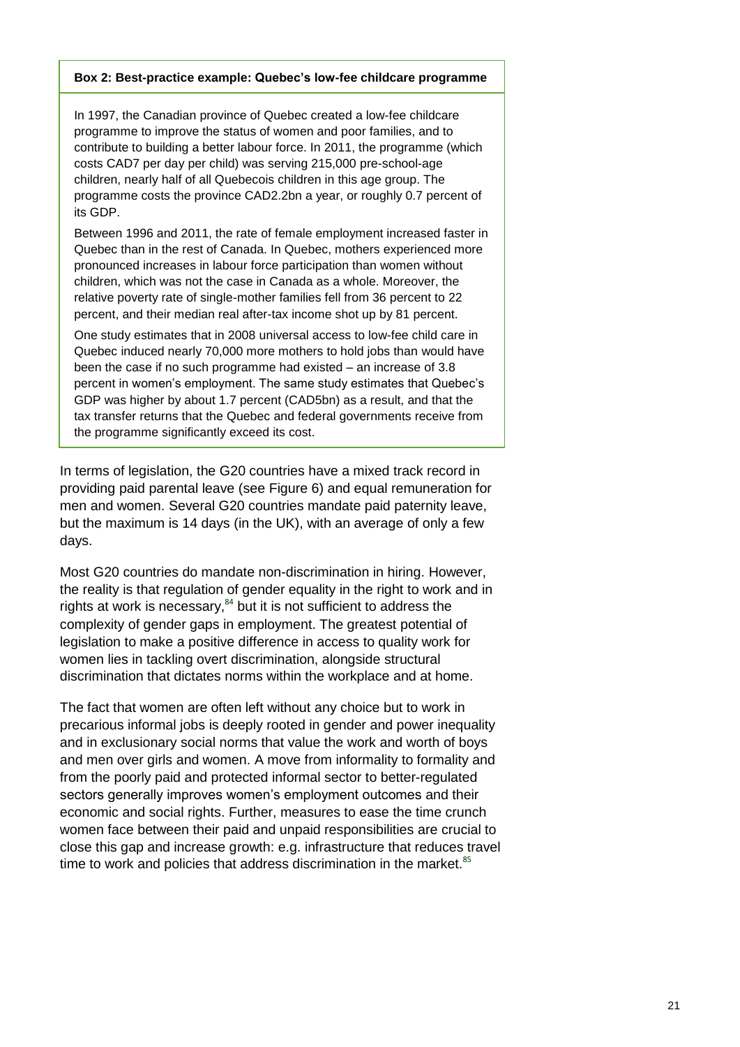**Box 2: Best-practice example: Quebec's low-fee childcare programme**

In 1997, the Canadian province of Quebec created a low-fee childcare programme to improve the status of women and poor families, and to contribute to building a better labour force. In 2011, the programme (which costs CAD7 per day per child) was serving 215,000 pre-school-age children, nearly half of all Quebecois children in this age group. The programme costs the province CAD2.2bn a year, or roughly 0.7 percent of its GDP.

Between 1996 and 2011, the rate of female employment increased faster in Quebec than in the rest of Canada. In Quebec, mothers experienced more pronounced increases in labour force participation than women without children, which was not the case in Canada as a whole. Moreover, the relative poverty rate of single-mother families fell from 36 percent to 22 percent, and their median real after-tax income shot up by 81 percent.

One study estimates that in 2008 universal access to low-fee child care in Quebec induced nearly 70,000 more mothers to hold jobs than would have been the case if no such programme had existed – an increase of 3.8 percent in women's employment. The same study estimates that Quebec's GDP was higher by about 1.7 percent (CAD5bn) as a result, and that the tax transfer returns that the Quebec and federal governments receive from the programme significantly exceed its cost.

In terms of legislation, the G20 countries have a mixed track record in providing paid parental leave (see Figure 6) and equal remuneration for men and women. Several G20 countries mandate paid paternity leave, but the maximum is 14 days (in the UK), with an average of only a few days.

Most G20 countries do mandate non-discrimination in hiring. However, the reality is that regulation of gender equality in the right to work and in rights at work is necessary,[84] but it is not sufficient to address the complexity of gender gaps in employment. The greatest potential of legislation to make a positive difference in access to quality work for women lies in tackling overt discrimination, alongside structural discrimination that dictates norms within the workplace and at home.

The fact that women are often left without any choice but to work in precarious informal jobs is deeply rooted in gender and power inequality and in exclusionary social norms that value the work and worth of boys and men over girls and women. A move from informality to formality and from the poorly paid and protected informal sector to better-regulated sectors generally improves women's employment outcomes and their economic and social rights. Further, measures to ease the time crunch women face between their paid and unpaid responsibilities are crucial to close this gap and increase growth: e.g. infrastructure that reduces travel time to work and policies that address discrimination in the market.[85]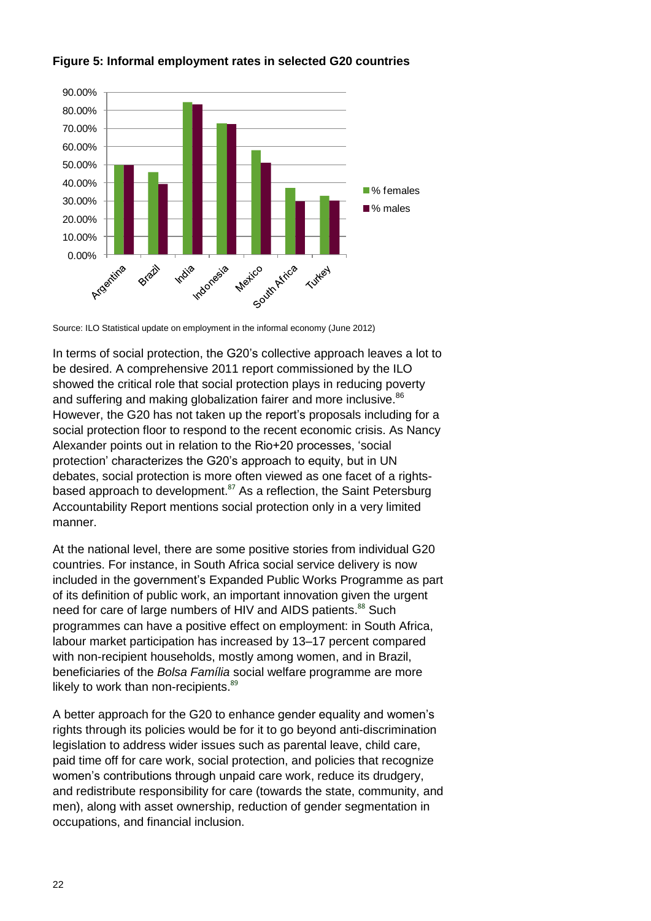**Figure 5: Informal employment rates in selected G20 countries**

Source: ILO Statistical update on employment in the informal economy (June 2012)

In terms of social protection, the G20's collective approach leaves a lot to be desired. A comprehensive 2011 report commissioned by the ILO showed the critical role that social protection plays in reducing poverty and suffering and making globalization fairer and more inclusive.[86] However, the G20 has not taken up the report's proposals including for a social protection floor to respond to the recent economic crisis. As Nancy Alexander points out in relation to the Rio+20 processes, 'social protection' characterizes the G20's approach to equity, but in UN debates, social protection is more often viewed as one facet of a rights-based approach to development.[87] As a reflection, the Saint Petersburg Accountability Report mentions social protection only in a very limited manner.

At the national level, there are some positive stories from individual G20 countries. For instance, in South Africa social service delivery is now included in the government's Expanded Public Works Programme as part of its definition of public work, an important innovation given the urgent need for care of large numbers of HIV and AIDS patients.[88] Such programmes can have a positive effect on employment: in South Africa, labour market participation has increased by 13–17 percent compared with non-recipient households, mostly among women, and in Brazil, beneficiaries of the *Bolsa Família* social welfare programme are more likely to work than non-recipients.[89]

A better approach for the G20 to enhance gender equality and women's rights through its policies would be for it to go beyond anti-discrimination legislation to address wider issues such as parental leave, child care, paid time off for care work, social protection, and policies that recognize women's contributions through unpaid care work, reduce its drudgery, and redistribute responsibility for care (towards the state, community, and men), along with asset ownership, reduction of gender segmentation in occupations, and financial inclusion.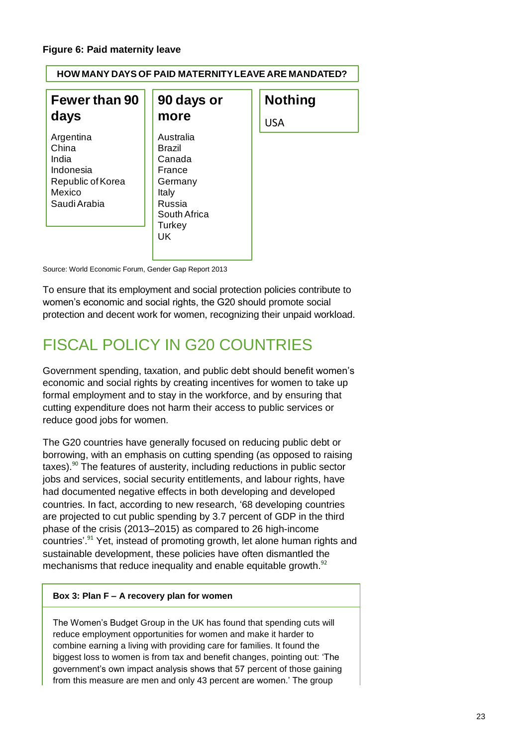**Figure 6: Paid maternity leave**

| HOW MANY DAYS OF PAID MATERNITY LEAVE ARE MANDATED? | | |
|---|---|---|
| **Fewer than 90 days** | **90 days or more** | **Nothing** |
| Argentina | Australia | USA |
| China | Brazil | |
| India | Canada | |
| Indonesia | France | |
| Republic of Korea | Germany | |
| Mexico | Italy | |
| Saudi Arabia | Russia | |
| | South Africa | |
| | Turkey | |
| | UK | |

Source: World Economic Forum, Gender Gap Report 2013

To ensure that its employment and social protection policies contribute to women's economic and social rights, the G20 should promote social protection and decent work for women, recognizing their unpaid workload.

# FISCAL POLICY IN G20 COUNTRIES

Government spending, taxation, and public debt should benefit women's economic and social rights by creating incentives for women to take up formal employment and to stay in the workforce, and by ensuring that cutting expenditure does not harm their access to public services or reduce good jobs for women.

The G20 countries have generally focused on reducing public debt or borrowing, with an emphasis on cutting spending (as opposed to raising taxes).[90] The features of austerity, including reductions in public sector jobs and services, social security entitlements, and labour rights, have had documented negative effects in both developing and developed countries. In fact, according to new research, '68 developing countries are projected to cut public spending by 3.7 percent of GDP in the third phase of the crisis (2013–2015) as compared to 26 high-income countries'.[91] Yet, instead of promoting growth, let alone human rights and sustainable development, these policies have often dismantled the mechanisms that reduce inequality and enable equitable growth.[92]

**Box 3: Plan F – A recovery plan for women**

The Women's Budget Group in the UK has found that spending cuts will reduce employment opportunities for women and make it harder to combine earning a living with providing care for families. It found the biggest loss to women is from tax and benefit changes, pointing out: 'The government's own impact analysis shows that 57 percent of those gaining from this measure are men and only 43 percent are women.' The group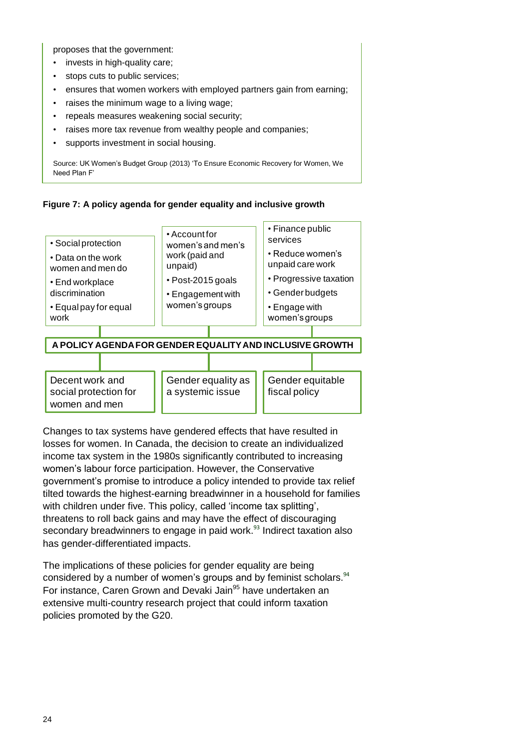proposes that the government:

- invests in high-quality care;
- stops cuts to public services;
- ensures that women workers with employed partners gain from earning;
- raises the minimum wage to a living wage;
- repeals measures weakening social security;
- raises more tax revenue from wealthy people and companies;
- supports investment in social housing.

Source: UK Women's Budget Group (2013) 'To Ensure Economic Recovery for Women, We Need Plan F'

**Figure 7: A policy agenda for gender equality and inclusive growth**

**A POLICY AGENDA FOR GENDER EQUALITY AND INCLUSIVE GROWTH**

| Decent work and social protection for women and men | Gender equality as a systemic issue | Gender equitable fiscal policy |
|---|---|---|
| • Social protection<br>• Data on the work women and men do<br>• End workplace discrimination<br>• Equal pay for equal work | • Account for women's and men's work (paid and unpaid)<br>• Post-2015 goals<br>• Engagement with women's groups | • Finance public services<br>• Reduce women's unpaid care work<br>• Progressive taxation<br>• Gender budgets<br>• Engage with women's groups |

Changes to tax systems have gendered effects that have resulted in losses for women. In Canada, the decision to create an individualized income tax system in the 1980s significantly contributed to increasing women's labour force participation. However, the Conservative government's promise to introduce a policy intended to provide tax relief tilted towards the highest-earning breadwinner in a household for families with children under five. This policy, called 'income tax splitting', threatens to roll back gains and may have the effect of discouraging secondary breadwinners to engage in paid work.[93] Indirect taxation also has gender-differentiated impacts.

The implications of these policies for gender equality are being considered by a number of women's groups and by feminist scholars.[94] For instance, Caren Grown and Devaki Jain[95] have undertaken an extensive multi-country research project that could inform taxation policies promoted by the G20.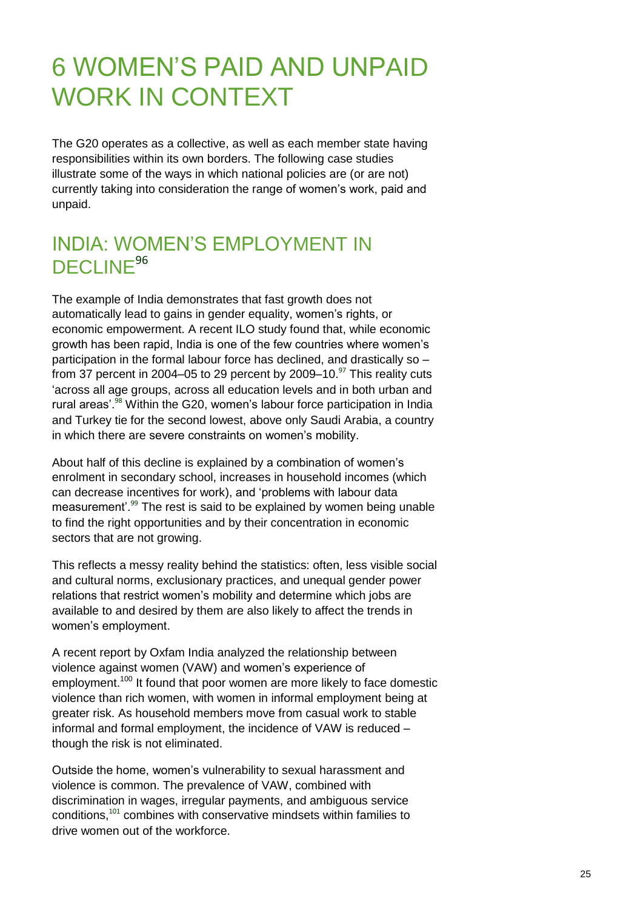# 6 WOMEN'S PAID AND UNPAID WORK IN CONTEXT

The G20 operates as a collective, as well as each member state having responsibilities within its own borders. The following case studies illustrate some of the ways in which national policies are (or are not) currently taking into consideration the range of women's work, paid and unpaid.

## INDIA: WOMEN'S EMPLOYMENT IN DECLINE[96]

The example of India demonstrates that fast growth does not automatically lead to gains in gender equality, women's rights, or economic empowerment. A recent ILO study found that, while economic growth has been rapid, India is one of the few countries where women's participation in the formal labour force has declined, and drastically so – from 37 percent in 2004–05 to 29 percent by 2009–10.[97] This reality cuts 'across all age groups, across all education levels and in both urban and rural areas'.[98] Within the G20, women's labour force participation in India and Turkey tie for the second lowest, above only Saudi Arabia, a country in which there are severe constraints on women's mobility.

About half of this decline is explained by a combination of women's enrolment in secondary school, increases in household incomes (which can decrease incentives for work), and 'problems with labour data measurement'.[99] The rest is said to be explained by women being unable to find the right opportunities and by their concentration in economic sectors that are not growing.

This reflects a messy reality behind the statistics: often, less visible social and cultural norms, exclusionary practices, and unequal gender power relations that restrict women's mobility and determine which jobs are available to and desired by them are also likely to affect the trends in women's employment.

A recent report by Oxfam India analyzed the relationship between violence against women (VAW) and women's experience of employment.[100] It found that poor women are more likely to face domestic violence than rich women, with women in informal employment being at greater risk. As household members move from casual work to stable informal and formal employment, the incidence of VAW is reduced – though the risk is not eliminated.

Outside the home, women's vulnerability to sexual harassment and violence is common. The prevalence of VAW, combined with discrimination in wages, irregular payments, and ambiguous service conditions,[101] combines with conservative mindsets within families to drive women out of the workforce.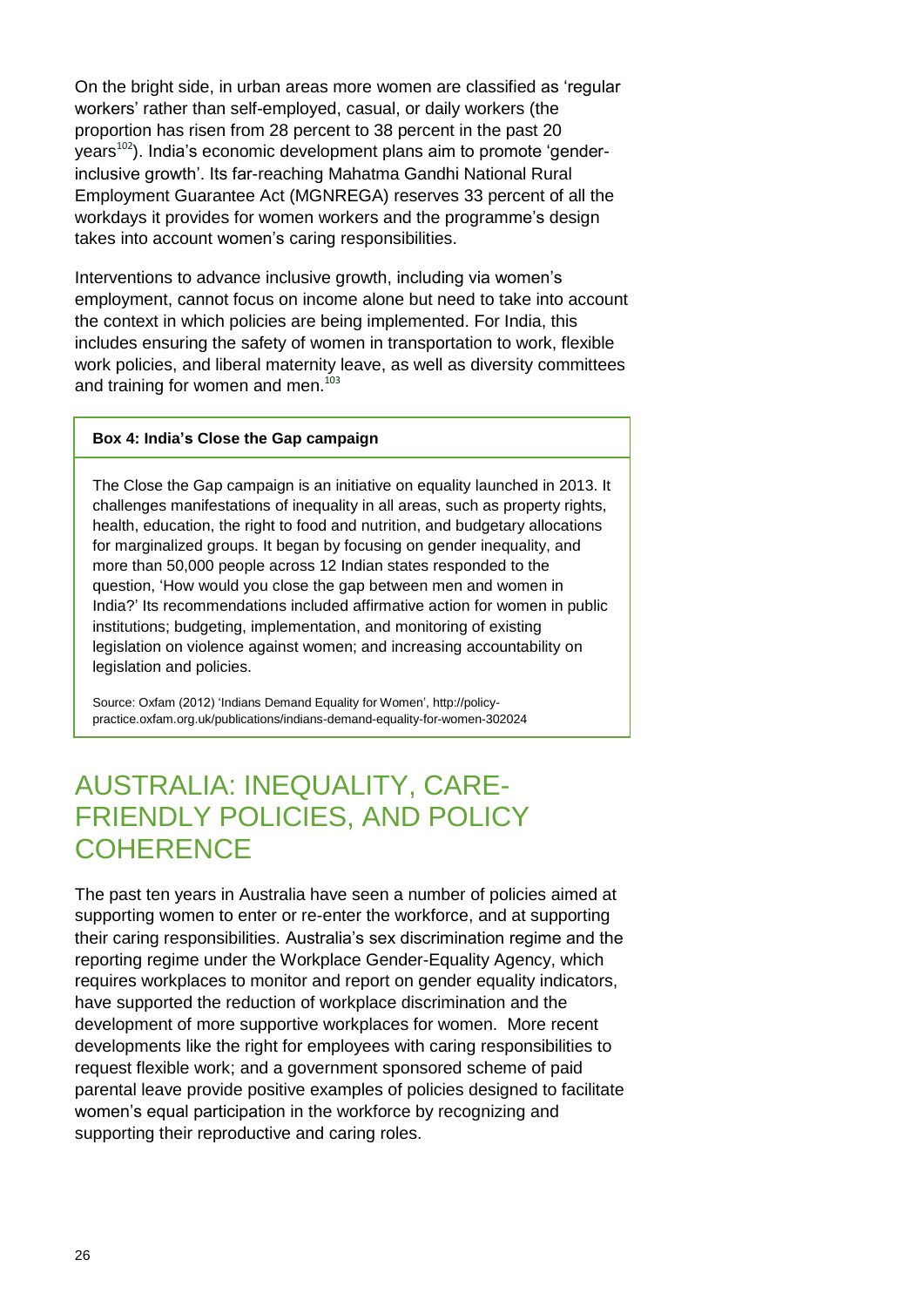On the bright side, in urban areas more women are classified as 'regular workers' rather than self-employed, casual, or daily workers (the proportion has risen from 28 percent to 38 percent in the past 20 years[102]). India's economic development plans aim to promote 'gender-inclusive growth'. Its far-reaching Mahatma Gandhi National Rural Employment Guarantee Act (MGNREGA) reserves 33 percent of all the workdays it provides for women workers and the programme's design takes into account women's caring responsibilities.

Interventions to advance inclusive growth, including via women's employment, cannot focus on income alone but need to take into account the context in which policies are being implemented. For India, this includes ensuring the safety of women in transportation to work, flexible work policies, and liberal maternity leave, as well as diversity committees and training for women and men.[103]

**Box 4: India's Close the Gap campaign**

The Close the Gap campaign is an initiative on equality launched in 2013. It challenges manifestations of inequality in all areas, such as property rights, health, education, the right to food and nutrition, and budgetary allocations for marginalized groups. It began by focusing on gender inequality, and more than 50,000 people across 12 Indian states responded to the question, 'How would you close the gap between men and women in India?' Its recommendations included affirmative action for women in public institutions; budgeting, implementation, and monitoring of existing legislation on violence against women; and increasing accountability on legislation and policies.

Source: Oxfam (2012) 'Indians Demand Equality for Women', http://policy-practice.oxfam.org.uk/publications/indians-demand-equality-for-women-302024

# AUSTRALIA: INEQUALITY, CARE-FRIENDLY POLICIES, AND POLICY COHERENCE

The past ten years in Australia have seen a number of policies aimed at supporting women to enter or re-enter the workforce, and at supporting their caring responsibilities. Australia's sex discrimination regime and the reporting regime under the Workplace Gender-Equality Agency, which requires workplaces to monitor and report on gender equality indicators, have supported the reduction of workplace discrimination and the development of more supportive workplaces for women. More recent developments like the right for employees with caring responsibilities to request flexible work; and a government sponsored scheme of paid parental leave provide positive examples of policies designed to facilitate women's equal participation in the workforce by recognizing and supporting their reproductive and caring roles.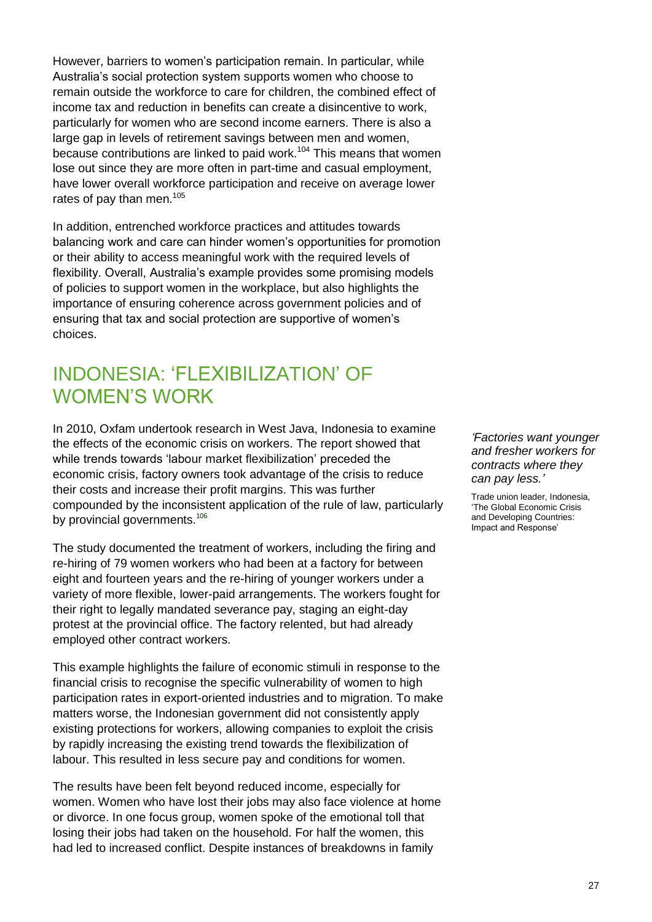However, barriers to women's participation remain. In particular, while Australia's social protection system supports women who choose to remain outside the workforce to care for children, the combined effect of income tax and reduction in benefits can create a disincentive to work, particularly for women who are second income earners. There is also a large gap in levels of retirement savings between men and women, because contributions are linked to paid work.[104] This means that women lose out since they are more often in part-time and casual employment, have lower overall workforce participation and receive on average lower rates of pay than men.[105]

In addition, entrenched workforce practices and attitudes towards balancing work and care can hinder women's opportunities for promotion or their ability to access meaningful work with the required levels of flexibility. Overall, Australia's example provides some promising models of policies to support women in the workplace, but also highlights the importance of ensuring coherence across government policies and of ensuring that tax and social protection are supportive of women's choices.

## INDONESIA: 'FLEXIBILIZATION' OF WOMEN'S WORK

In 2010, Oxfam undertook research in West Java, Indonesia to examine the effects of the economic crisis on workers. The report showed that while trends towards 'labour market flexibilization' preceded the economic crisis, factory owners took advantage of the crisis to reduce their costs and increase their profit margins. This was further compounded by the inconsistent application of the rule of law, particularly by provincial governments.[106]

*'Factories want younger and fresher workers for contracts where they can pay less.'*

Trade union leader, Indonesia, 'The Global Economic Crisis and Developing Countries: Impact and Response'

The study documented the treatment of workers, including the firing and re-hiring of 79 women workers who had been at a factory for between eight and fourteen years and the re-hiring of younger workers under a variety of more flexible, lower-paid arrangements. The workers fought for their right to legally mandated severance pay, staging an eight-day protest at the provincial office. The factory relented, but had already employed other contract workers.

This example highlights the failure of economic stimuli in response to the financial crisis to recognise the specific vulnerability of women to high participation rates in export-oriented industries and to migration. To make matters worse, the Indonesian government did not consistently apply existing protections for workers, allowing companies to exploit the crisis by rapidly increasing the existing trend towards the flexibilization of labour. This resulted in less secure pay and conditions for women.

The results have been felt beyond reduced income, especially for women. Women who have lost their jobs may also face violence at home or divorce. In one focus group, women spoke of the emotional toll that losing their jobs had taken on the household. For half the women, this had led to increased conflict. Despite instances of breakdowns in family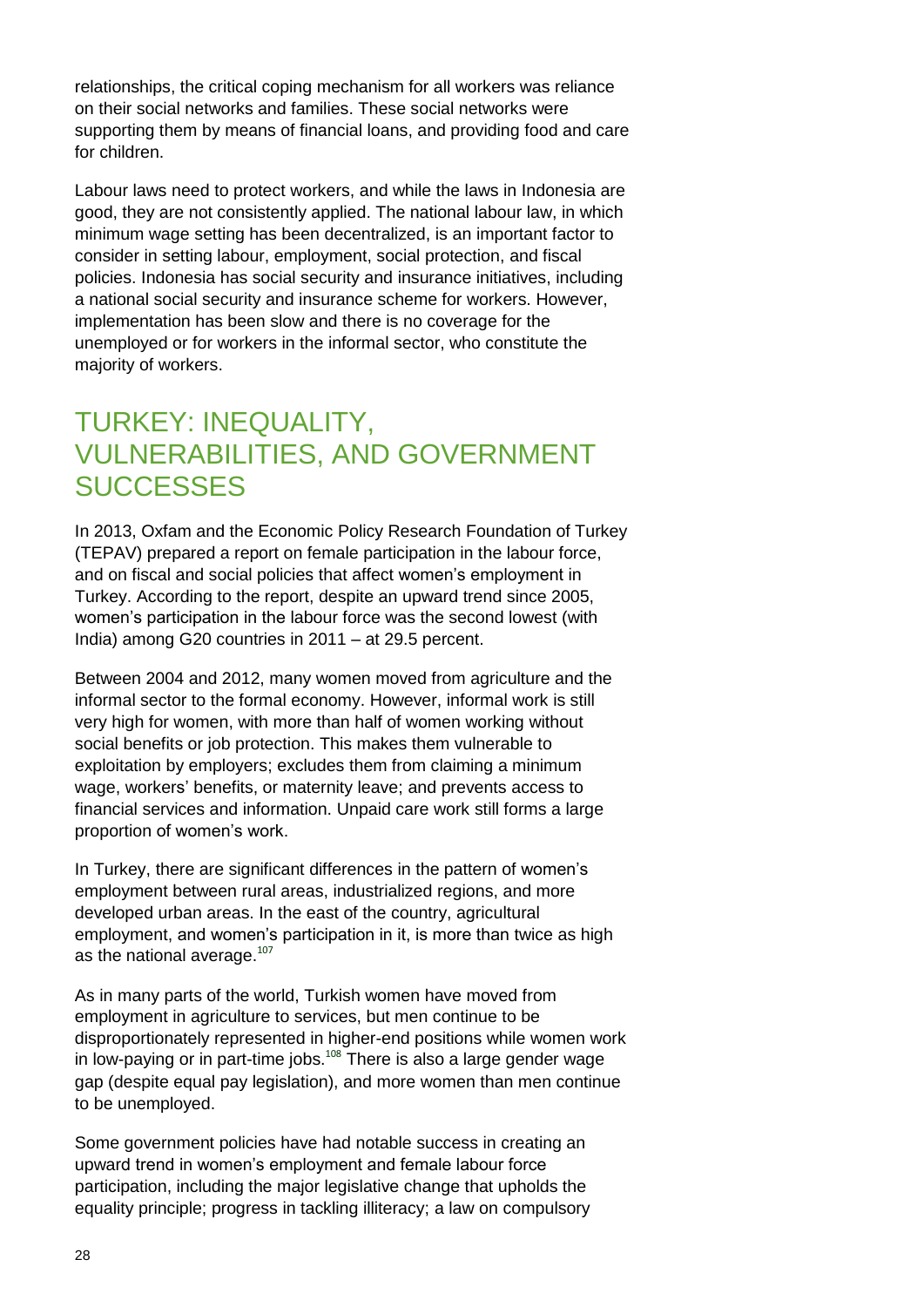relationships, the critical coping mechanism for all workers was reliance on their social networks and families. These social networks were supporting them by means of financial loans, and providing food and care for children.

Labour laws need to protect workers, and while the laws in Indonesia are good, they are not consistently applied. The national labour law, in which minimum wage setting has been decentralized, is an important factor to consider in setting labour, employment, social protection, and fiscal policies. Indonesia has social security and insurance initiatives, including a national social security and insurance scheme for workers. However, implementation has been slow and there is no coverage for the unemployed or for workers in the informal sector, who constitute the majority of workers.

## TURKEY: INEQUALITY, VULNERABILITIES, AND GOVERNMENT SUCCESSES

In 2013, Oxfam and the Economic Policy Research Foundation of Turkey (TEPAV) prepared a report on female participation in the labour force, and on fiscal and social policies that affect women's employment in Turkey. According to the report, despite an upward trend since 2005, women's participation in the labour force was the second lowest (with India) among G20 countries in 2011 – at 29.5 percent.

Between 2004 and 2012, many women moved from agriculture and the informal sector to the formal economy. However, informal work is still very high for women, with more than half of women working without social benefits or job protection. This makes them vulnerable to exploitation by employers; excludes them from claiming a minimum wage, workers' benefits, or maternity leave; and prevents access to financial services and information. Unpaid care work still forms a large proportion of women's work.

In Turkey, there are significant differences in the pattern of women's employment between rural areas, industrialized regions, and more developed urban areas. In the east of the country, agricultural employment, and women's participation in it, is more than twice as high as the national average.[107]

As in many parts of the world, Turkish women have moved from employment in agriculture to services, but men continue to be disproportionately represented in higher-end positions while women work in low-paying or in part-time jobs.[108] There is also a large gender wage gap (despite equal pay legislation), and more women than men continue to be unemployed.

Some government policies have had notable success in creating an upward trend in women's employment and female labour force participation, including the major legislative change that upholds the equality principle; progress in tackling illiteracy; a law on compulsory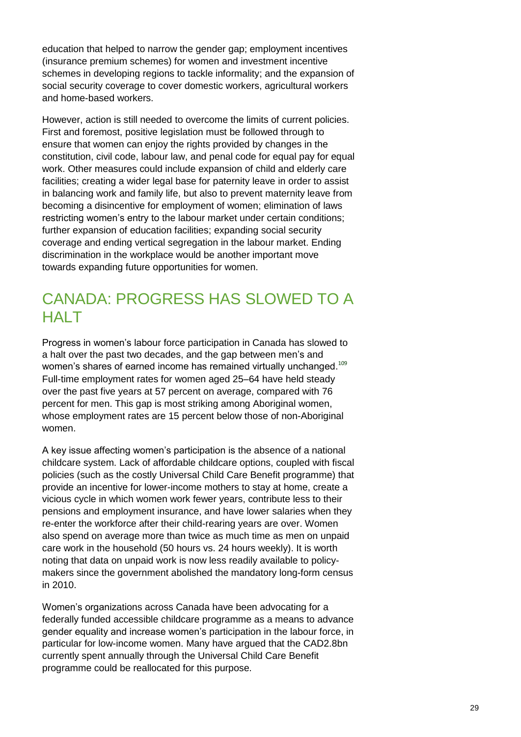education that helped to narrow the gender gap; employment incentives (insurance premium schemes) for women and investment incentive schemes in developing regions to tackle informality; and the expansion of social security coverage to cover domestic workers, agricultural workers and home-based workers.

However, action is still needed to overcome the limits of current policies. First and foremost, positive legislation must be followed through to ensure that women can enjoy the rights provided by changes in the constitution, civil code, labour law, and penal code for equal pay for equal work. Other measures could include expansion of child and elderly care facilities; creating a wider legal base for paternity leave in order to assist in balancing work and family life, but also to prevent maternity leave from becoming a disincentive for employment of women; elimination of laws restricting women's entry to the labour market under certain conditions; further expansion of education facilities; expanding social security coverage and ending vertical segregation in the labour market. Ending discrimination in the workplace would be another important move towards expanding future opportunities for women.

## CANADA: PROGRESS HAS SLOWED TO A HALT

Progress in women's labour force participation in Canada has slowed to a halt over the past two decades, and the gap between men's and women's shares of earned income has remained virtually unchanged.[109] Full-time employment rates for women aged 25–64 have held steady over the past five years at 57 percent on average, compared with 76 percent for men. This gap is most striking among Aboriginal women, whose employment rates are 15 percent below those of non-Aboriginal women.

A key issue affecting women's participation is the absence of a national childcare system. Lack of affordable childcare options, coupled with fiscal policies (such as the costly Universal Child Care Benefit programme) that provide an incentive for lower-income mothers to stay at home, create a vicious cycle in which women work fewer years, contribute less to their pensions and employment insurance, and have lower salaries when they re-enter the workforce after their child-rearing years are over. Women also spend on average more than twice as much time as men on unpaid care work in the household (50 hours vs. 24 hours weekly). It is worth noting that data on unpaid work is now less readily available to policy-makers since the government abolished the mandatory long-form census in 2010.

Women's organizations across Canada have been advocating for a federally funded accessible childcare programme as a means to advance gender equality and increase women's participation in the labour force, in particular for low-income women. Many have argued that the CAD2.8bn currently spent annually through the Universal Child Care Benefit programme could be reallocated for this purpose.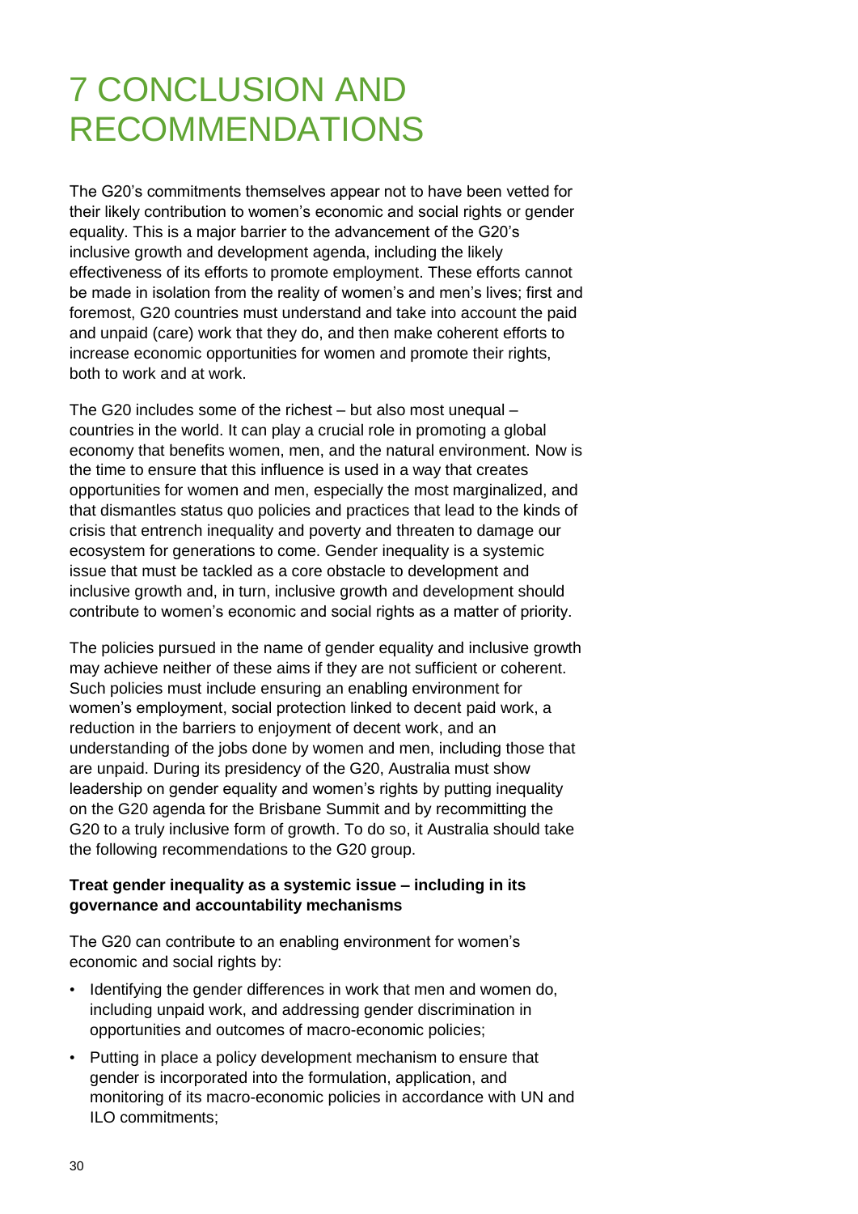# 7 CONCLUSION AND RECOMMENDATIONS

The G20's commitments themselves appear not to have been vetted for their likely contribution to women's economic and social rights or gender equality. This is a major barrier to the advancement of the G20's inclusive growth and development agenda, including the likely effectiveness of its efforts to promote employment. These efforts cannot be made in isolation from the reality of women's and men's lives; first and foremost, G20 countries must understand and take into account the paid and unpaid (care) work that they do, and then make coherent efforts to increase economic opportunities for women and promote their rights, both to work and at work.

The G20 includes some of the richest – but also most unequal – countries in the world. It can play a crucial role in promoting a global economy that benefits women, men, and the natural environment. Now is the time to ensure that this influence is used in a way that creates opportunities for women and men, especially the most marginalized, and that dismantles status quo policies and practices that lead to the kinds of crisis that entrench inequality and poverty and threaten to damage our ecosystem for generations to come. Gender inequality is a systemic issue that must be tackled as a core obstacle to development and inclusive growth and, in turn, inclusive growth and development should contribute to women's economic and social rights as a matter of priority.

The policies pursued in the name of gender equality and inclusive growth may achieve neither of these aims if they are not sufficient or coherent. Such policies must include ensuring an enabling environment for women's employment, social protection linked to decent paid work, a reduction in the barriers to enjoyment of decent work, and an understanding of the jobs done by women and men, including those that are unpaid. During its presidency of the G20, Australia must show leadership on gender equality and women's rights by putting inequality on the G20 agenda for the Brisbane Summit and by recommitting the G20 to a truly inclusive form of growth. To do so, it Australia should take the following recommendations to the G20 group.

**Treat gender inequality as a systemic issue – including in its governance and accountability mechanisms**

The G20 can contribute to an enabling environment for women's economic and social rights by:

- Identifying the gender differences in work that men and women do, including unpaid work, and addressing gender discrimination in opportunities and outcomes of macro-economic policies;
- Putting in place a policy development mechanism to ensure that gender is incorporated into the formulation, application, and monitoring of its macro-economic policies in accordance with UN and ILO commitments;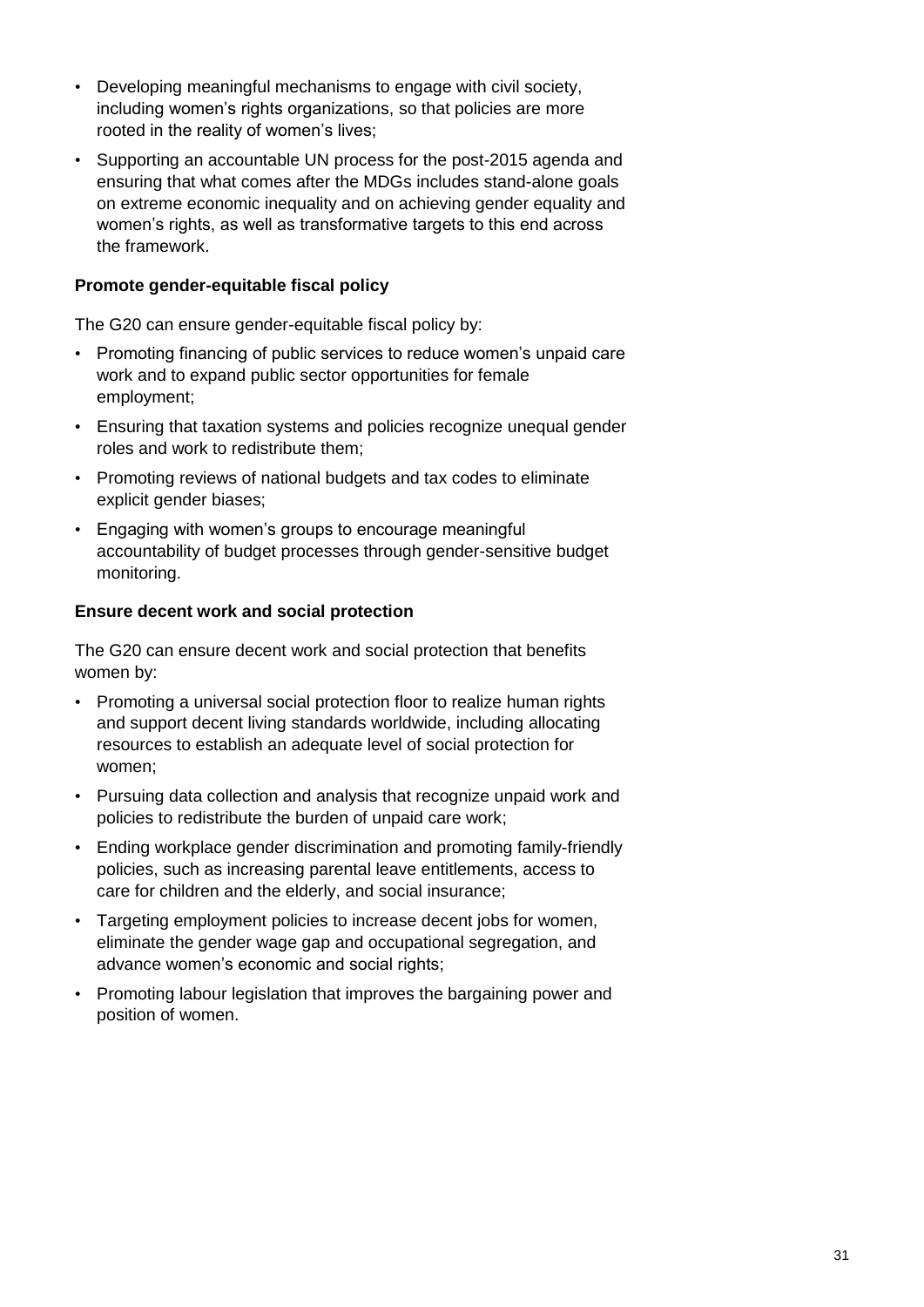- Developing meaningful mechanisms to engage with civil society, including women's rights organizations, so that policies are more rooted in the reality of women's lives;
- Supporting an accountable UN process for the post-2015 agenda and ensuring that what comes after the MDGs includes stand-alone goals on extreme economic inequality and on achieving gender equality and women's rights, as well as transformative targets to this end across the framework.

**Promote gender-equitable fiscal policy**

The G20 can ensure gender-equitable fiscal policy by:

- Promoting financing of public services to reduce women's unpaid care work and to expand public sector opportunities for female employment;
- Ensuring that taxation systems and policies recognize unequal gender roles and work to redistribute them;
- Promoting reviews of national budgets and tax codes to eliminate explicit gender biases;
- Engaging with women's groups to encourage meaningful accountability of budget processes through gender-sensitive budget monitoring.

**Ensure decent work and social protection**

The G20 can ensure decent work and social protection that benefits women by:

- Promoting a universal social protection floor to realize human rights and support decent living standards worldwide, including allocating resources to establish an adequate level of social protection for women;
- Pursuing data collection and analysis that recognize unpaid work and policies to redistribute the burden of unpaid care work;
- Ending workplace gender discrimination and promoting family-friendly policies, such as increasing parental leave entitlements, access to care for children and the elderly, and social insurance;
- Targeting employment policies to increase decent jobs for women, eliminate the gender wage gap and occupational segregation, and advance women's economic and social rights;
- Promoting labour legislation that improves the bargaining power and position of women.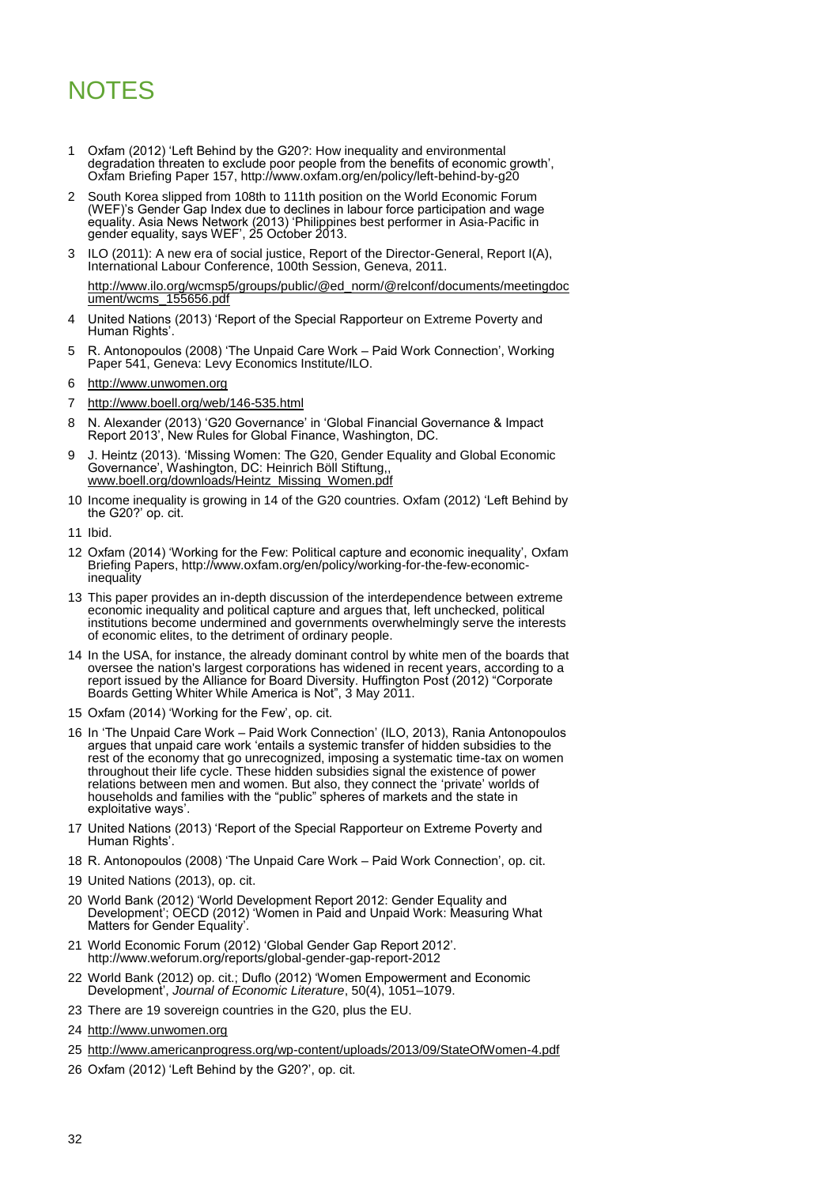# NOTES

1. Oxfam (2012) 'Left Behind by the G20?: How inequality and environmental degradation threaten to exclude poor people from the benefits of economic growth', Oxfam Briefing Paper 157, http://www.oxfam.org/en/policy/left-behind-by-g20
2. South Korea slipped from 108th to 111th position on the World Economic Forum (WEF)'s Gender Gap Index due to declines in labour force participation and wage equality. Asia News Network (2013) 'Philippines best performer in Asia-Pacific in gender equality, says WEF', 25 October 2013.
3. ILO (2011): A new era of social justice, Report of the Director-General, Report I(A), International Labour Conference, 100th Session, Geneva, 2011.

   http://www.ilo.org/wcmsp5/groups/public/@ed_norm/@relconf/documents/meetingdocument/wcms_155656.pdf
4. United Nations (2013) 'Report of the Special Rapporteur on Extreme Poverty and Human Rights'.
5. R. Antonopoulos (2008) 'The Unpaid Care Work – Paid Work Connection', Working Paper 541, Geneva: Levy Economics Institute/ILO.
6. http://www.unwomen.org
7. http://www.boell.org/web/146-535.html
8. N. Alexander (2013) 'G20 Governance' in 'Global Financial Governance & Impact Report 2013', New Rules for Global Finance, Washington, DC.
9. J. Heintz (2013). 'Missing Women: The G20, Gender Equality and Global Economic Governance', Washington, DC: Heinrich Böll Stiftung,, www.boell.org/downloads/Heintz_Missing_Women.pdf
10. Income inequality is growing in 14 of the G20 countries. Oxfam (2012) 'Left Behind by the G20?' op. cit.
11. Ibid.
12. Oxfam (2014) 'Working for the Few: Political capture and economic inequality', Oxfam Briefing Papers, http://www.oxfam.org/en/policy/working-for-the-few-economic-inequality
13. This paper provides an in-depth discussion of the interdependence between extreme economic inequality and political capture and argues that, left unchecked, political institutions become undermined and governments overwhelmingly serve the interests of economic elites, to the detriment of ordinary people.
14. In the USA, for instance, the already dominant control by white men of the boards that oversee the nation's largest corporations has widened in recent years, according to a report issued by the Alliance for Board Diversity. Huffington Post (2012) "Corporate Boards Getting Whiter While America is Not", 3 May 2011.
15. Oxfam (2014) 'Working for the Few', op. cit.
16. In 'The Unpaid Care Work – Paid Work Connection' (ILO, 2013), Rania Antonopoulos argues that unpaid care work 'entails a systemic transfer of hidden subsidies to the rest of the economy that go unrecognized, imposing a systematic time-tax on women throughout their life cycle. These hidden subsidies signal the existence of power relations between men and women. But also, they connect the 'private' worlds of households and families with the "public" spheres of markets and the state in exploitative ways'.
17. United Nations (2013) 'Report of the Special Rapporteur on Extreme Poverty and Human Rights'.
18. R. Antonopoulos (2008) 'The Unpaid Care Work – Paid Work Connection', op. cit.
19. United Nations (2013), op. cit.
20. World Bank (2012) 'World Development Report 2012: Gender Equality and Development'; OECD (2012) 'Women in Paid and Unpaid Work: Measuring What Matters for Gender Equality'.
21. World Economic Forum (2012) 'Global Gender Gap Report 2012'. http://www.weforum.org/reports/global-gender-gap-report-2012
22. World Bank (2012) op. cit.; Duflo (2012) 'Women Empowerment and Economic Development', *Journal of Economic Literature*, 50(4), 1051–1079.
23. There are 19 sovereign countries in the G20, plus the EU.
24. http://www.unwomen.org
25. http://www.americanprogress.org/wp-content/uploads/2013/09/StateOfWomen-4.pdf
26. Oxfam (2012) 'Left Behind by the G20?', op. cit.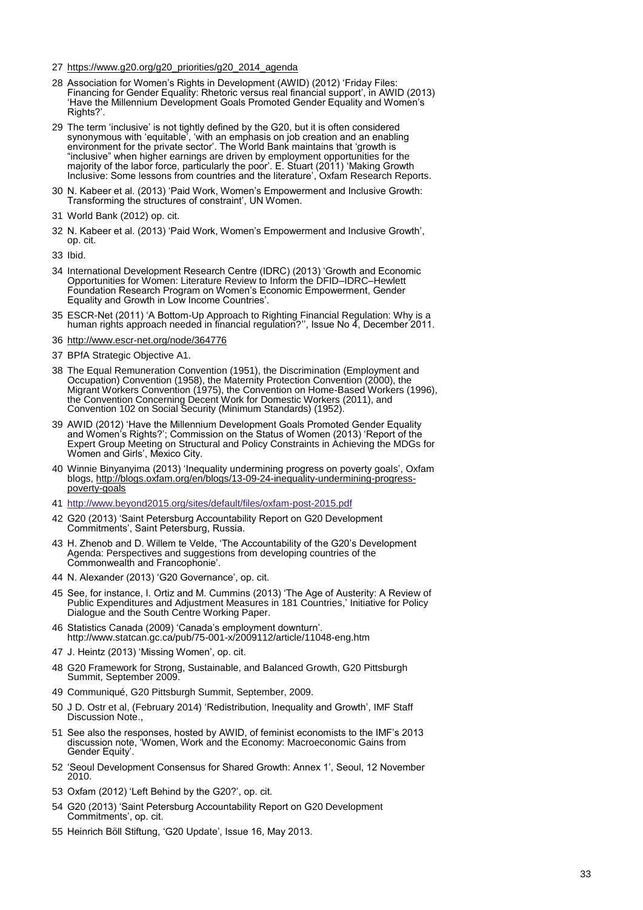27 https://www.g20.org/g20_priorities/g20_2014_agenda

28 Association for Women's Rights in Development (AWID) (2012) 'Friday Files: Financing for Gender Equality: Rhetoric versus real financial support', in AWID (2013) 'Have the Millennium Development Goals Promoted Gender Equality and Women's Rights?'.

29 The term 'inclusive' is not tightly defined by the G20, but it is often considered synonymous with 'equitable', 'with an emphasis on job creation and an enabling environment for the private sector'. The World Bank maintains that 'growth is "inclusive" when higher earnings are driven by employment opportunities for the majority of the labor force, particularly the poor'. E. Stuart (2011) 'Making Growth Inclusive: Some lessons from countries and the literature', Oxfam Research Reports.

30 N. Kabeer et al. (2013) 'Paid Work, Women's Empowerment and Inclusive Growth: Transforming the structures of constraint', UN Women.

31 World Bank (2012) op. cit.

32 N. Kabeer et al. (2013) 'Paid Work, Women's Empowerment and Inclusive Growth', op. cit.

33 Ibid.

34 International Development Research Centre (IDRC) (2013) 'Growth and Economic Opportunities for Women: Literature Review to Inform the DFID–IDRC–Hewlett Foundation Research Program on Women's Economic Empowerment, Gender Equality and Growth in Low Income Countries'.

35 ESCR-Net (2011) 'A Bottom-Up Approach to Righting Financial Regulation: Why is a human rights approach needed in financial regulation?'', Issue No 4, December 2011.

36 http://www.escr-net.org/node/364776

37 BPfA Strategic Objective A1.

38 The Equal Remuneration Convention (1951), the Discrimination (Employment and Occupation) Convention (1958), the Maternity Protection Convention (2000), the Migrant Workers Convention (1975), the Convention on Home-Based Workers (1996), the Convention Concerning Decent Work for Domestic Workers (2011), and Convention 102 on Social Security (Minimum Standards) (1952).

39 AWID (2012) 'Have the Millennium Development Goals Promoted Gender Equality and Women's Rights?'; Commission on the Status of Women (2013) 'Report of the Expert Group Meeting on Structural and Policy Constraints in Achieving the MDGs for Women and Girls', Mexico City.

40 Winnie Binyanyima (2013) 'Inequality undermining progress on poverty goals', Oxfam blogs, http://blogs.oxfam.org/en/blogs/13-09-24-inequality-undermining-progress-poverty-goals

41 http://www.beyond2015.org/sites/default/files/oxfam-post-2015.pdf

42 G20 (2013) 'Saint Petersburg Accountability Report on G20 Development Commitments', Saint Petersburg, Russia.

43 H. Zhenob and D. Willem te Velde, 'The Accountability of the G20's Development Agenda: Perspectives and suggestions from developing countries of the Commonwealth and Francophonie'.

44 N. Alexander (2013) 'G20 Governance', op. cit.

45 See, for instance, I. Ortiz and M. Cummins (2013) 'The Age of Austerity: A Review of Public Expenditures and Adjustment Measures in 181 Countries,' Initiative for Policy Dialogue and the South Centre Working Paper.

46 Statistics Canada (2009) 'Canada's employment downturn'. http://www.statcan.gc.ca/pub/75-001-x/2009112/article/11048-eng.htm

47 J. Heintz (2013) 'Missing Women', op. cit.

48 G20 Framework for Strong, Sustainable, and Balanced Growth, G20 Pittsburgh Summit, September 2009.

49 Communiqué, G20 Pittsburgh Summit, September, 2009.

50 J D. Ostr et al, (February 2014) 'Redistribution, Inequality and Growth', IMF Staff Discussion Note.,

51 See also the responses, hosted by AWID, of feminist economists to the IMF's 2013 discussion note, 'Women, Work and the Economy: Macroeconomic Gains from Gender Equity'.

52 'Seoul Development Consensus for Shared Growth: Annex 1', Seoul, 12 November 2010.

53 Oxfam (2012) 'Left Behind by the G20?', op. cit.

54 G20 (2013) 'Saint Petersburg Accountability Report on G20 Development Commitments', op. cit.

55 Heinrich Böll Stiftung, 'G20 Update', Issue 16, May 2013.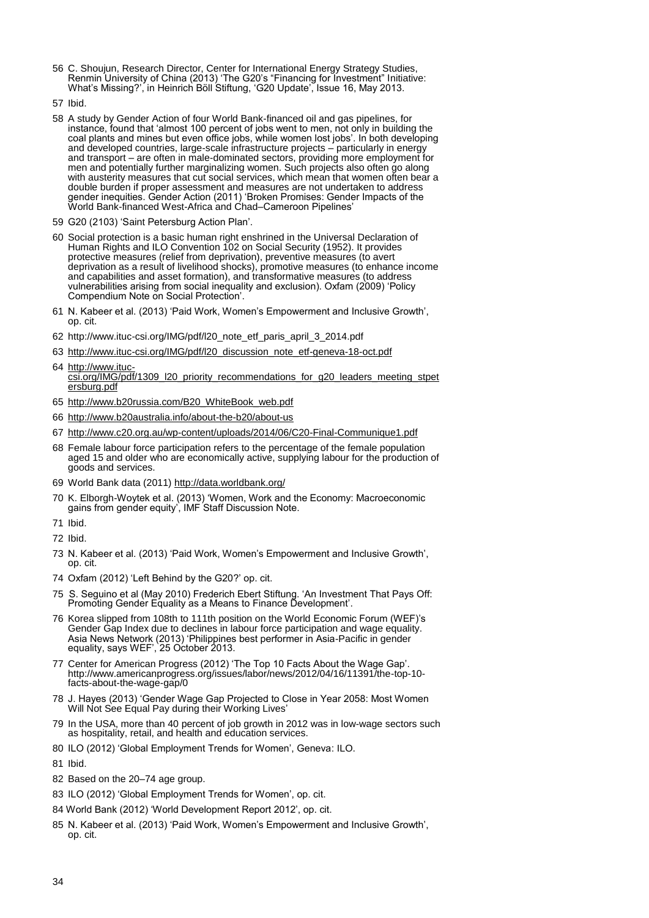56 C. Shoujun, Research Director, Center for International Energy Strategy Studies, Renmin University of China (2013) 'The G20's "Financing for Investment" Initiative: What's Missing?', in Heinrich Böll Stiftung, 'G20 Update', Issue 16, May 2013.

57 Ibid.

58 A study by Gender Action of four World Bank-financed oil and gas pipelines, for instance, found that 'almost 100 percent of jobs went to men, not only in building the coal plants and mines but even office jobs, while women lost jobs'. In both developing and developed countries, large-scale infrastructure projects – particularly in energy and transport – are often in male-dominated sectors, providing more employment for men and potentially further marginalizing women. Such projects also often go along with austerity measures that cut social services, which mean that women often bear a double burden if proper assessment and measures are not undertaken to address gender inequities. Gender Action (2011) 'Broken Promises: Gender Impacts of the World Bank-financed West-Africa and Chad–Cameroon Pipelines'

59 G20 (2103) 'Saint Petersburg Action Plan'.

60 Social protection is a basic human right enshrined in the Universal Declaration of Human Rights and ILO Convention 102 on Social Security (1952). It provides protective measures (relief from deprivation), preventive measures (to avert deprivation as a result of livelihood shocks), promotive measures (to enhance income and capabilities and asset formation), and transformative measures (to address vulnerabilities arising from social inequality and exclusion). Oxfam (2009) 'Policy Compendium Note on Social Protection'.

61 N. Kabeer et al. (2013) 'Paid Work, Women's Empowerment and Inclusive Growth', op. cit.

62 http://www.ituc-csi.org/IMG/pdf/l20_note_etf_paris_april_3_2014.pdf

63 http://www.ituc-csi.org/IMG/pdf/l20_discussion_note_etf-geneva-18-oct.pdf

64 http://www.ituc-csi.org/IMG/pdf/1309_l20_priority_recommendations_for_g20_leaders_meeting_stpetersburg.pdf

65 http://www.b20russia.com/B20_WhiteBook_web.pdf

66 http://www.b20australia.info/about-the-b20/about-us

67 http://www.c20.org.au/wp-content/uploads/2014/06/C20-Final-Communique1.pdf

68 Female labour force participation refers to the percentage of the female population aged 15 and older who are economically active, supplying labour for the production of goods and services.

69 World Bank data (2011) http://data.worldbank.org/

70 K. Elborgh-Woytek et al. (2013) 'Women, Work and the Economy: Macroeconomic gains from gender equity', IMF Staff Discussion Note.

71 Ibid.

72 Ibid.

73 N. Kabeer et al. (2013) 'Paid Work, Women's Empowerment and Inclusive Growth', op. cit.

74 Oxfam (2012) 'Left Behind by the G20?' op. cit.

75 S. Seguino et al (May 2010) Frederich Ebert Stiftung. 'An Investment That Pays Off: Promoting Gender Equality as a Means to Finance Development'.

76 Korea slipped from 108th to 111th position on the World Economic Forum (WEF)'s Gender Gap Index due to declines in labour force participation and wage equality. Asia News Network (2013) 'Philippines best performer in Asia-Pacific in gender equality, says WEF', 25 October 2013.

77 Center for American Progress (2012) 'The Top 10 Facts About the Wage Gap'. http://www.americanprogress.org/issues/labor/news/2012/04/16/11391/the-top-10-facts-about-the-wage-gap/0

78 J. Hayes (2013) 'Gender Wage Gap Projected to Close in Year 2058: Most Women Will Not See Equal Pay during their Working Lives'

79 In the USA, more than 40 percent of job growth in 2012 was in low-wage sectors such as hospitality, retail, and health and education services.

80 ILO (2012) 'Global Employment Trends for Women', Geneva: ILO.

81 Ibid.

82 Based on the 20–74 age group.

83 ILO (2012) 'Global Employment Trends for Women', op. cit.

84 World Bank (2012) 'World Development Report 2012', op. cit.

85 N. Kabeer et al. (2013) 'Paid Work, Women's Empowerment and Inclusive Growth', op. cit.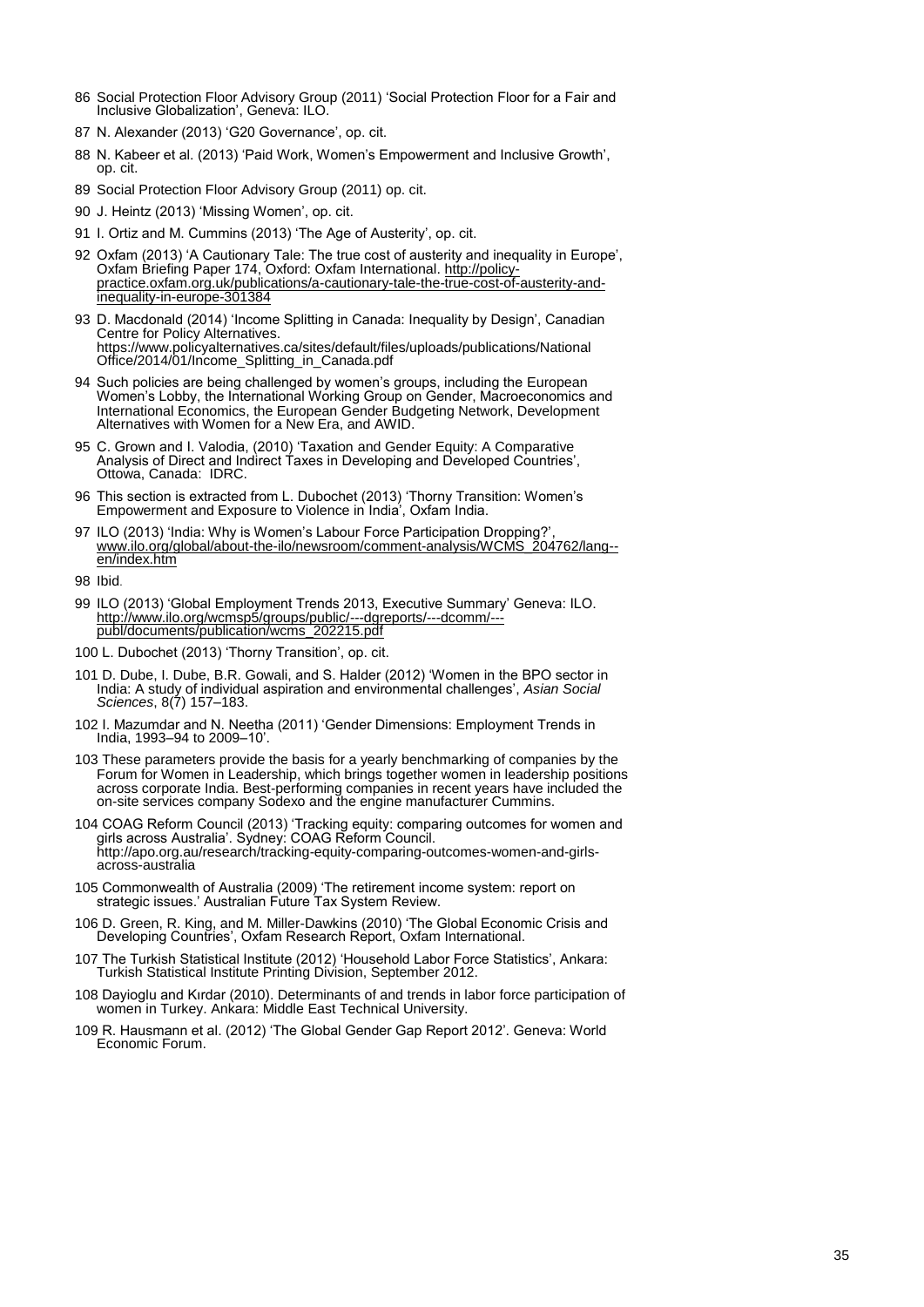86 Social Protection Floor Advisory Group (2011) 'Social Protection Floor for a Fair and Inclusive Globalization', Geneva: ILO.

87 N. Alexander (2013) 'G20 Governance', op. cit.

88 N. Kabeer et al. (2013) 'Paid Work, Women's Empowerment and Inclusive Growth', op. cit.

89 Social Protection Floor Advisory Group (2011) op. cit.

90 J. Heintz (2013) 'Missing Women', op. cit.

91 I. Ortiz and M. Cummins (2013) 'The Age of Austerity', op. cit.

92 Oxfam (2013) 'A Cautionary Tale: The true cost of austerity and inequality in Europe', Oxfam Briefing Paper 174, Oxford: Oxfam International. http://policy-practice.oxfam.org.uk/publications/a-cautionary-tale-the-true-cost-of-austerity-and-inequality-in-europe-301384

93 D. Macdonald (2014) 'Income Splitting in Canada: Inequality by Design', Canadian Centre for Policy Alternatives. https://www.policyalternatives.ca/sites/default/files/uploads/publications/National Office/2014/01/Income_Splitting_in_Canada.pdf

94 Such policies are being challenged by women's groups, including the European Women's Lobby, the International Working Group on Gender, Macroeconomics and International Economics, the European Gender Budgeting Network, Development Alternatives with Women for a New Era, and AWID.

95 C. Grown and I. Valodia, (2010) 'Taxation and Gender Equity: A Comparative Analysis of Direct and Indirect Taxes in Developing and Developed Countries', Ottowa, Canada: IDRC.

96 This section is extracted from L. Dubochet (2013) 'Thorny Transition: Women's Empowerment and Exposure to Violence in India', Oxfam India.

97 ILO (2013) 'India: Why is Women's Labour Force Participation Dropping?', www.ilo.org/global/about-the-ilo/newsroom/comment-analysis/WCMS_204762/lang--en/index.htm

98 Ibid.

99 ILO (2013) 'Global Employment Trends 2013, Executive Summary' Geneva: ILO. http://www.ilo.org/wcmsp5/groups/public/---dgreports/---dcomm/---publ/documents/publication/wcms_202215.pdf

100 L. Dubochet (2013) 'Thorny Transition', op. cit.

101 D. Dube, I. Dube, B.R. Gowali, and S. Halder (2012) 'Women in the BPO sector in India: A study of individual aspiration and environmental challenges', *Asian Social Sciences*, 8(7) 157–183.

102 I. Mazumdar and N. Neetha (2011) 'Gender Dimensions: Employment Trends in India, 1993–94 to 2009–10'.

103 These parameters provide the basis for a yearly benchmarking of companies by the Forum for Women in Leadership, which brings together women in leadership positions across corporate India. Best-performing companies in recent years have included the on-site services company Sodexo and the engine manufacturer Cummins.

104 COAG Reform Council (2013) 'Tracking equity: comparing outcomes for women and girls across Australia'. Sydney: COAG Reform Council. http://apo.org.au/research/tracking-equity-comparing-outcomes-women-and-girls-across-australia

105 Commonwealth of Australia (2009) 'The retirement income system: report on strategic issues.' Australian Future Tax System Review.

106 D. Green, R. King, and M. Miller-Dawkins (2010) 'The Global Economic Crisis and Developing Countries', Oxfam Research Report, Oxfam International.

107 The Turkish Statistical Institute (2012) 'Household Labor Force Statistics', Ankara: Turkish Statistical Institute Printing Division, September 2012.

108 Dayioglu and Kırdar (2010). Determinants of and trends in labor force participation of women in Turkey. Ankara: Middle East Technical University.

109 R. Hausmann et al. (2012) 'The Global Gender Gap Report 2012'. Geneva: World Economic Forum.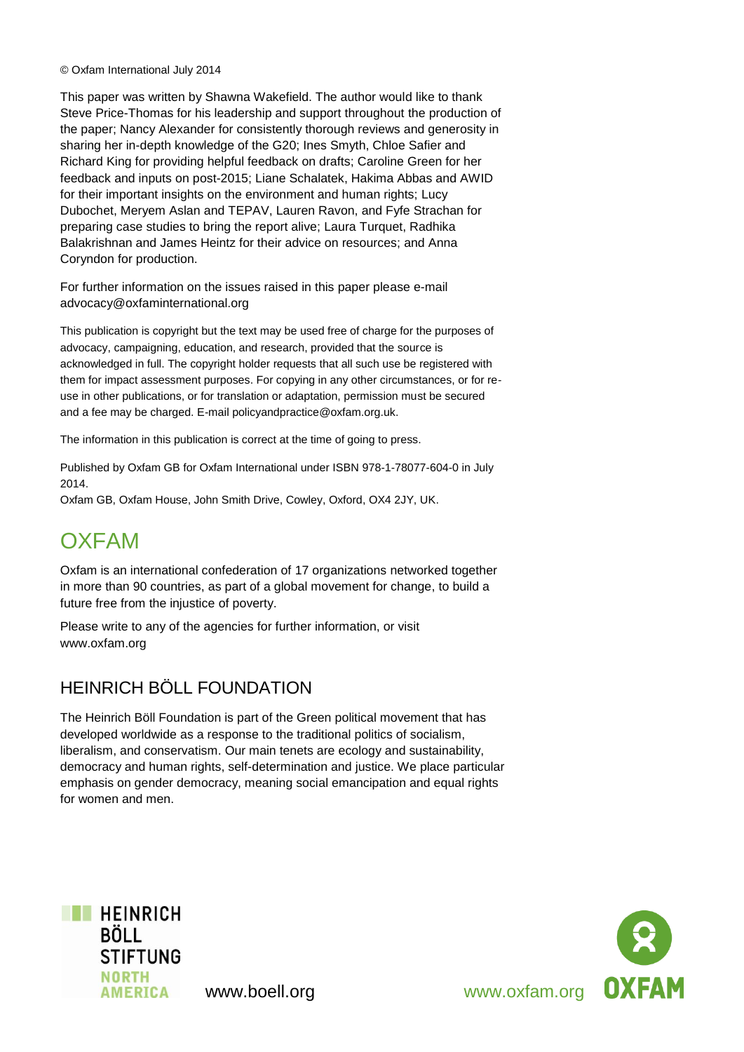© Oxfam International July 2014

This paper was written by Shawna Wakefield. The author would like to thank Steve Price-Thomas for his leadership and support throughout the production of the paper; Nancy Alexander for consistently thorough reviews and generosity in sharing her in-depth knowledge of the G20; Ines Smyth, Chloe Safier and Richard King for providing helpful feedback on drafts; Caroline Green for her feedback and inputs on post-2015; Liane Schalatek, Hakima Abbas and AWID for their important insights on the environment and human rights; Lucy Dubochet, Meryem Aslan and TEPAV, Lauren Ravon, and Fyfe Strachan for preparing case studies to bring the report alive; Laura Turquet, Radhika Balakrishnan and James Heintz for their advice on resources; and Anna Coryndon for production.

For further information on the issues raised in this paper please e-mail advocacy@oxfaminternational.org

This publication is copyright but the text may be used free of charge for the purposes of advocacy, campaigning, education, and research, provided that the source is acknowledged in full. The copyright holder requests that all such use be registered with them for impact assessment purposes. For copying in any other circumstances, or for re-use in other publications, or for translation or adaptation, permission must be secured and a fee may be charged. E-mail policyandpractice@oxfam.org.uk.

The information in this publication is correct at the time of going to press.

Published by Oxfam GB for Oxfam International under ISBN 978-1-78077-604-0 in July 2014.
Oxfam GB, Oxfam House, John Smith Drive, Cowley, Oxford, OX4 2JY, UK.

# OXFAM

Oxfam is an international confederation of 17 organizations networked together in more than 90 countries, as part of a global movement for change, to build a future free from the injustice of poverty.

Please write to any of the agencies for further information, or visit www.oxfam.org

## HEINRICH BÖLL FOUNDATION

The Heinrich Böll Foundation is part of the Green political movement that has developed worldwide as a response to the traditional politics of socialism, liberalism, and conservatism. Our main tenets are ecology and sustainability, democracy and human rights, self-determination and justice. We place particular emphasis on gender democracy, meaning social emancipation and equal rights for women and men.

HEINRICH BÖLL STIFTUNG NORTH AMERICA

www.boell.org

www.oxfam.org

OXFAM